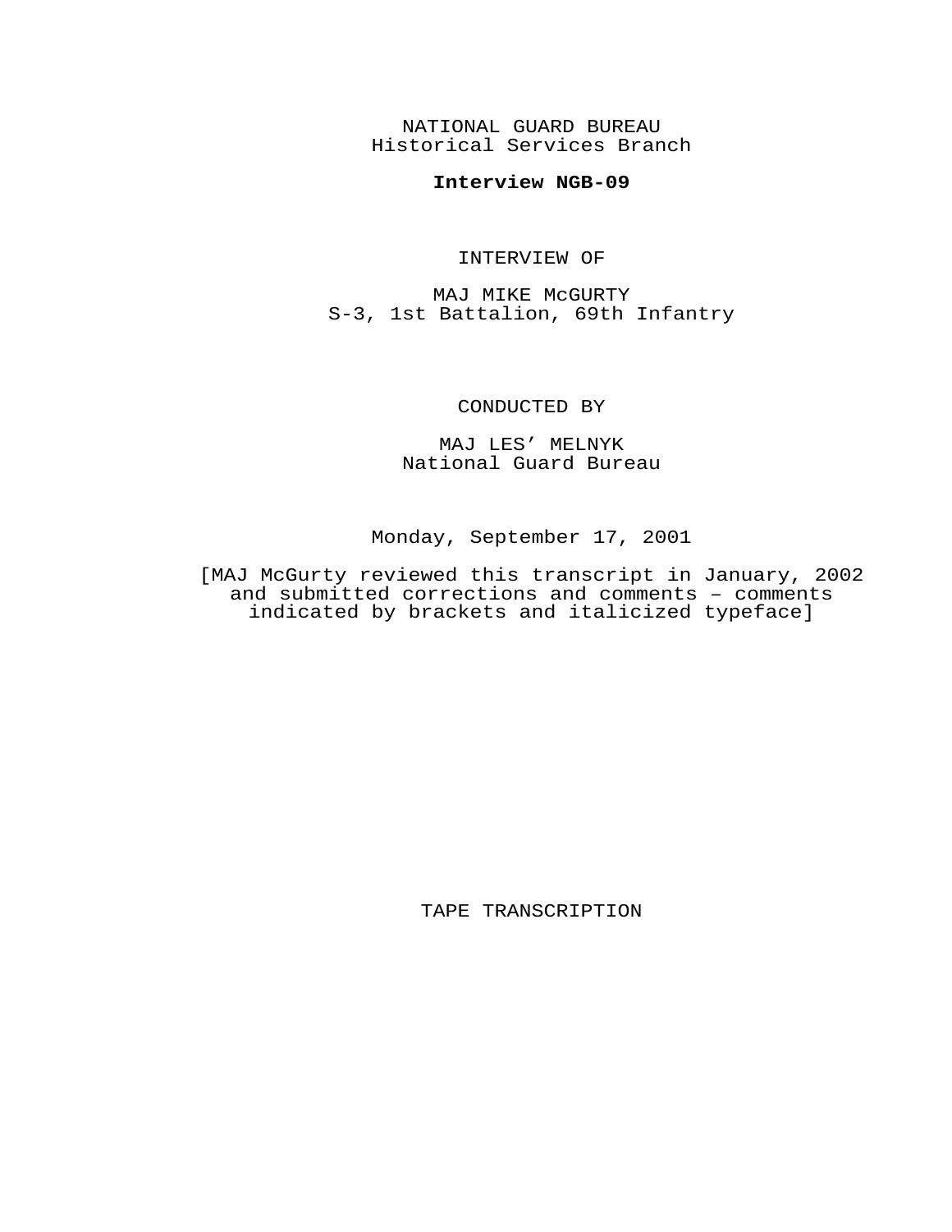NATIONAL GUARD BUREAU
Historical Services Branch

**Interview NGB-09**

INTERVIEW OF

MAJ MIKE McGURTY
S-3, 1st Battalion, 69th Infantry

CONDUCTED BY

MAJ LES' MELNYK
National Guard Bureau

Monday, September 17, 2001

[MAJ McGurty reviewed this transcript in January, 2002 and submitted corrections and comments – comments indicated by brackets and italicized typeface]

TAPE TRANSCRIPTION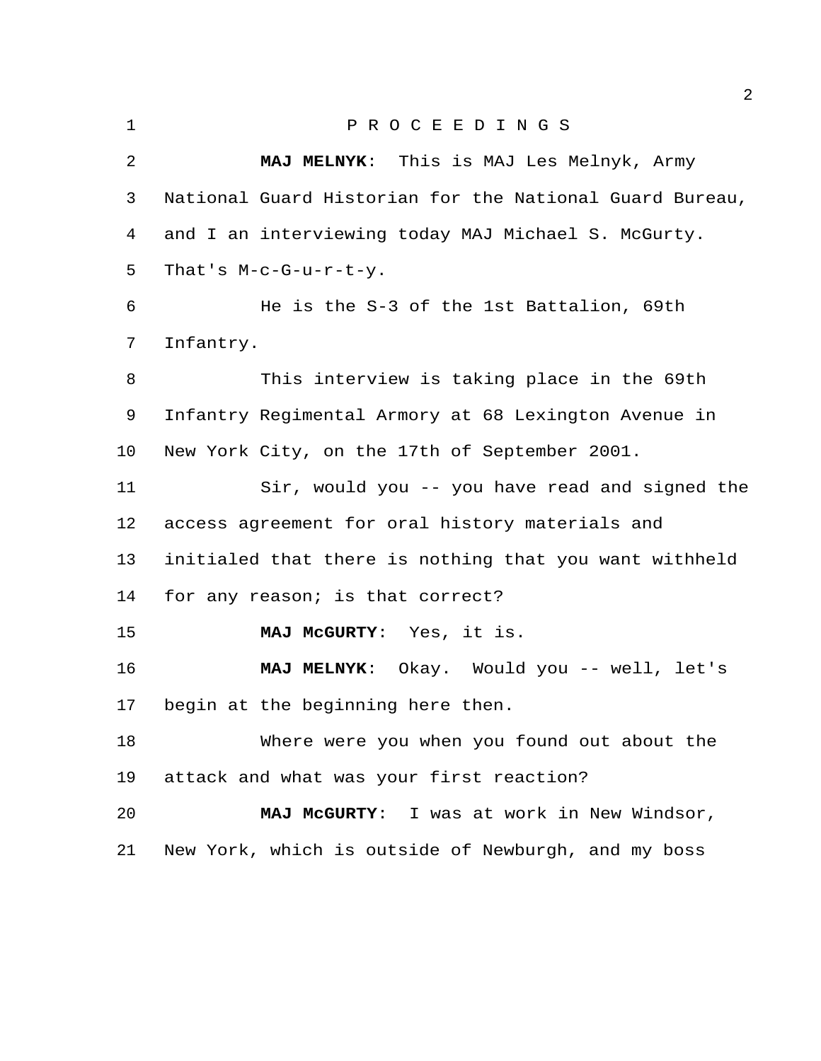P R O C E E D I N G S

**MAJ MELNYK**: This is MAJ Les Melnyk, Army National Guard Historian for the National Guard Bureau, and I an interviewing today MAJ Michael S. McGurty. That's M-c-G-u-r-t-y.

He is the S-3 of the 1st Battalion, 69th Infantry.

This interview is taking place in the 69th Infantry Regimental Armory at 68 Lexington Avenue in New York City, on the 17th of September 2001.

Sir, would you -- you have read and signed the access agreement for oral history materials and initialed that there is nothing that you want withheld for any reason; is that correct?

**MAJ McGURTY**: Yes, it is.

**MAJ MELNYK**: Okay. Would you -- well, let's begin at the beginning here then.

Where were you when you found out about the attack and what was your first reaction?

**MAJ McGURTY**: I was at work in New Windsor, New York, which is outside of Newburgh, and my boss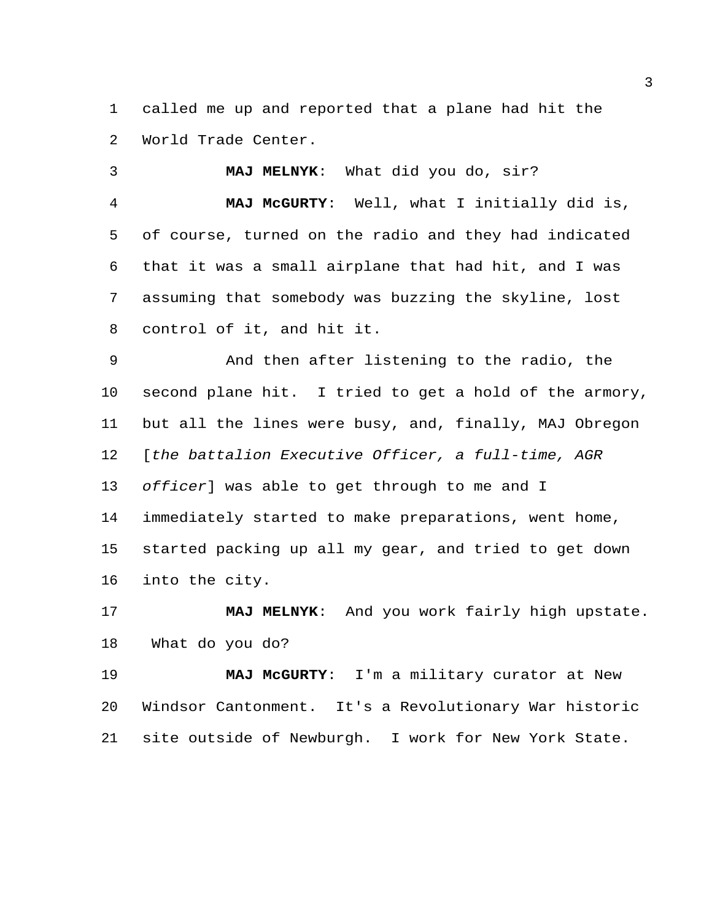called me up and reported that a plane had hit the World Trade Center.

**MAJ MELNYK**: What did you do, sir?

**MAJ McGURTY**: Well, what I initially did is, of course, turned on the radio and they had indicated that it was a small airplane that had hit, and I was assuming that somebody was buzzing the skyline, lost control of it, and hit it.

And then after listening to the radio, the second plane hit. I tried to get a hold of the armory, but all the lines were busy, and, finally, MAJ Obregon [*the battalion Executive Officer, a full-time, AGR officer*] was able to get through to me and I immediately started to make preparations, went home, started packing up all my gear, and tried to get down into the city.

**MAJ MELNYK**: And you work fairly high upstate. What do you do?

**MAJ McGURTY**: I'm a military curator at New Windsor Cantonment. It's a Revolutionary War historic site outside of Newburgh. I work for New York State.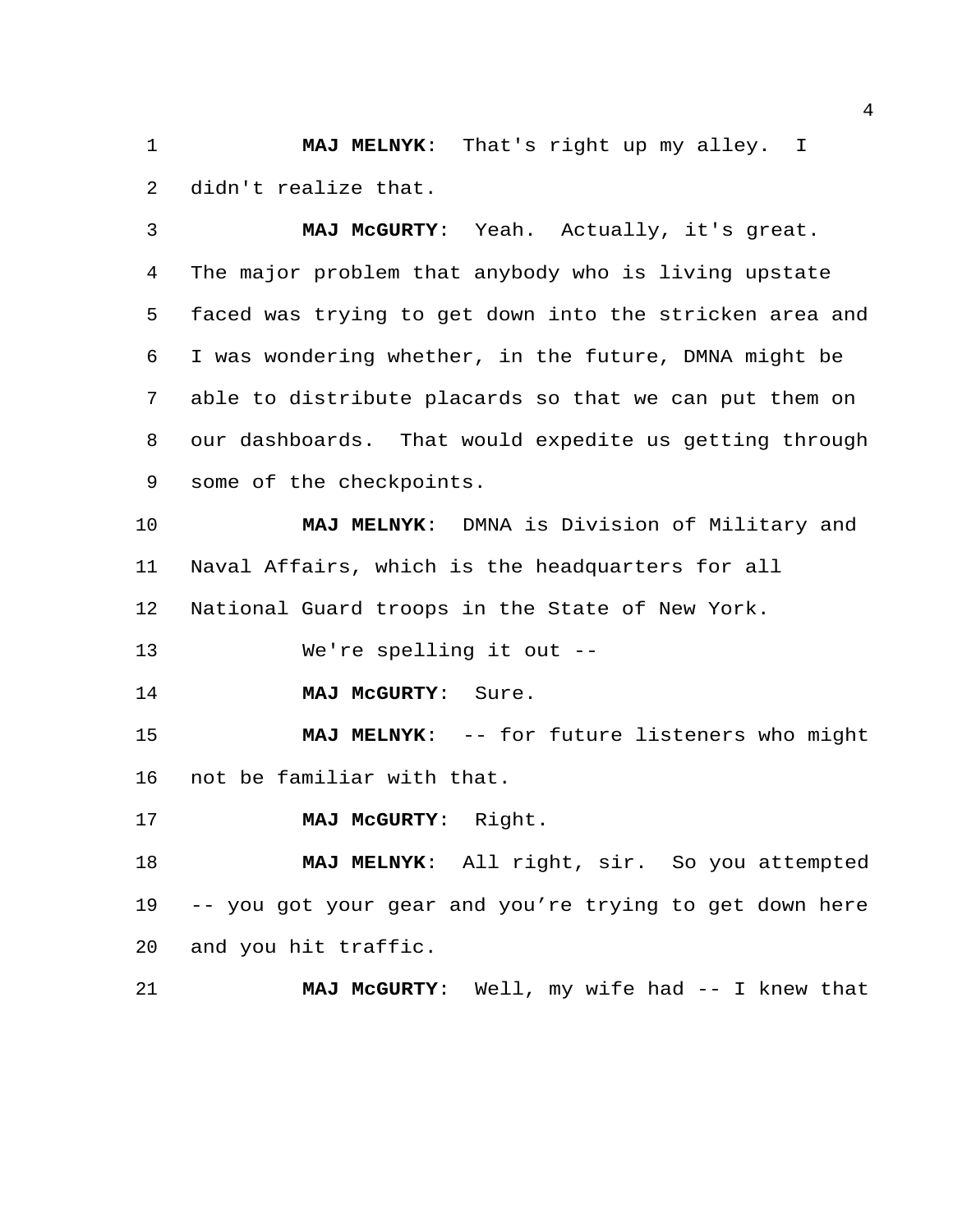**MAJ MELNYK**: That's right up my alley. I didn't realize that.

**MAJ McGURTY**: Yeah. Actually, it's great. The major problem that anybody who is living upstate faced was trying to get down into the stricken area and I was wondering whether, in the future, DMNA might be able to distribute placards so that we can put them on our dashboards. That would expedite us getting through some of the checkpoints.

**MAJ MELNYK**: DMNA is Division of Military and Naval Affairs, which is the headquarters for all National Guard troops in the State of New York.

We're spelling it out --

**MAJ McGURTY**: Sure.

**MAJ MELNYK**: -- for future listeners who might not be familiar with that.

**MAJ McGURTY**: Right.

**MAJ MELNYK**: All right, sir. So you attempted -- you got your gear and you're trying to get down here and you hit traffic.

**MAJ McGURTY**: Well, my wife had -- I knew that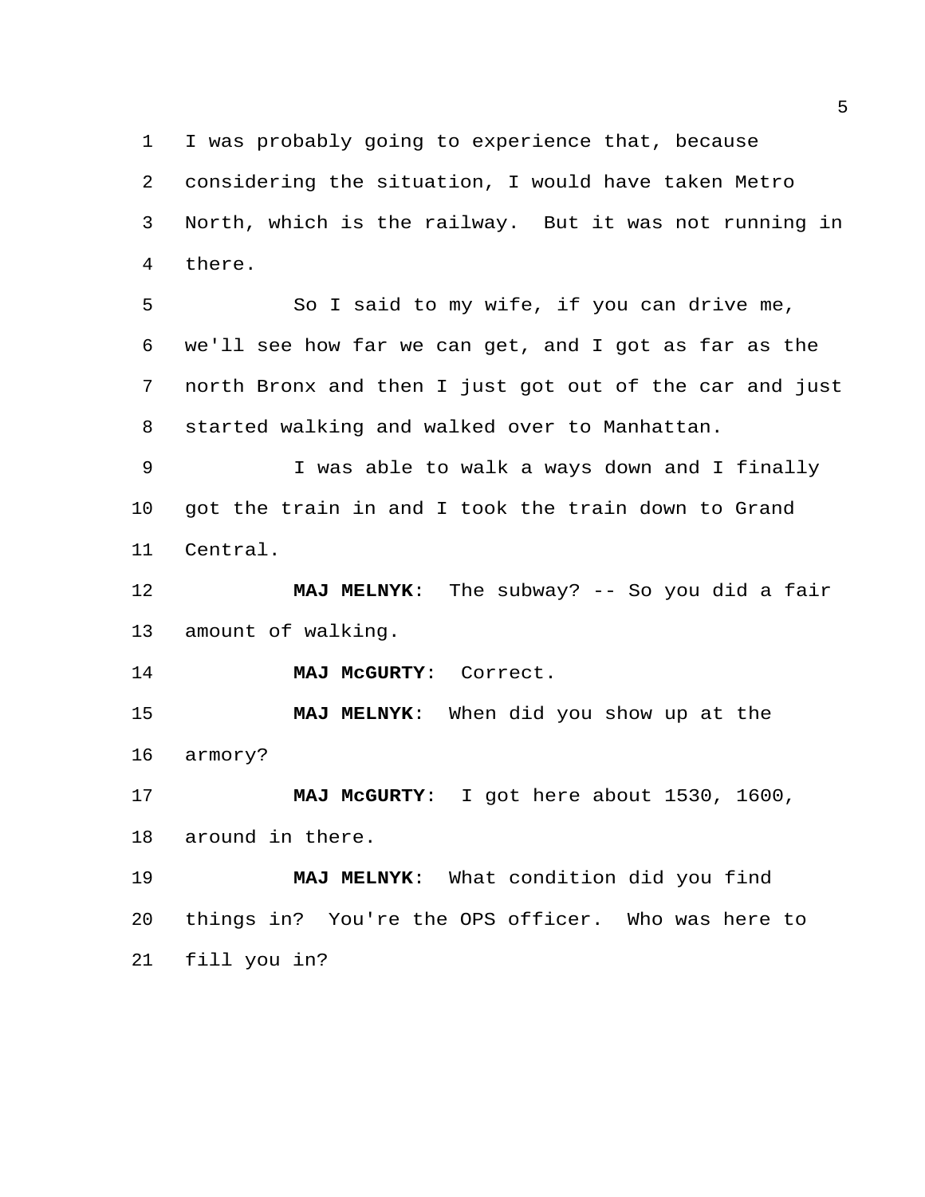I was probably going to experience that, because considering the situation, I would have taken Metro North, which is the railway. But it was not running in there.

So I said to my wife, if you can drive me, we'll see how far we can get, and I got as far as the north Bronx and then I just got out of the car and just started walking and walked over to Manhattan.

I was able to walk a ways down and I finally got the train in and I took the train down to Grand Central.

**MAJ MELNYK**: The subway? -- So you did a fair amount of walking.

**MAJ McGURTY**: Correct.

**MAJ MELNYK**: When did you show up at the armory?

**MAJ McGURTY**: I got here about 1530, 1600, around in there.

**MAJ MELNYK**: What condition did you find things in? You're the OPS officer. Who was here to fill you in?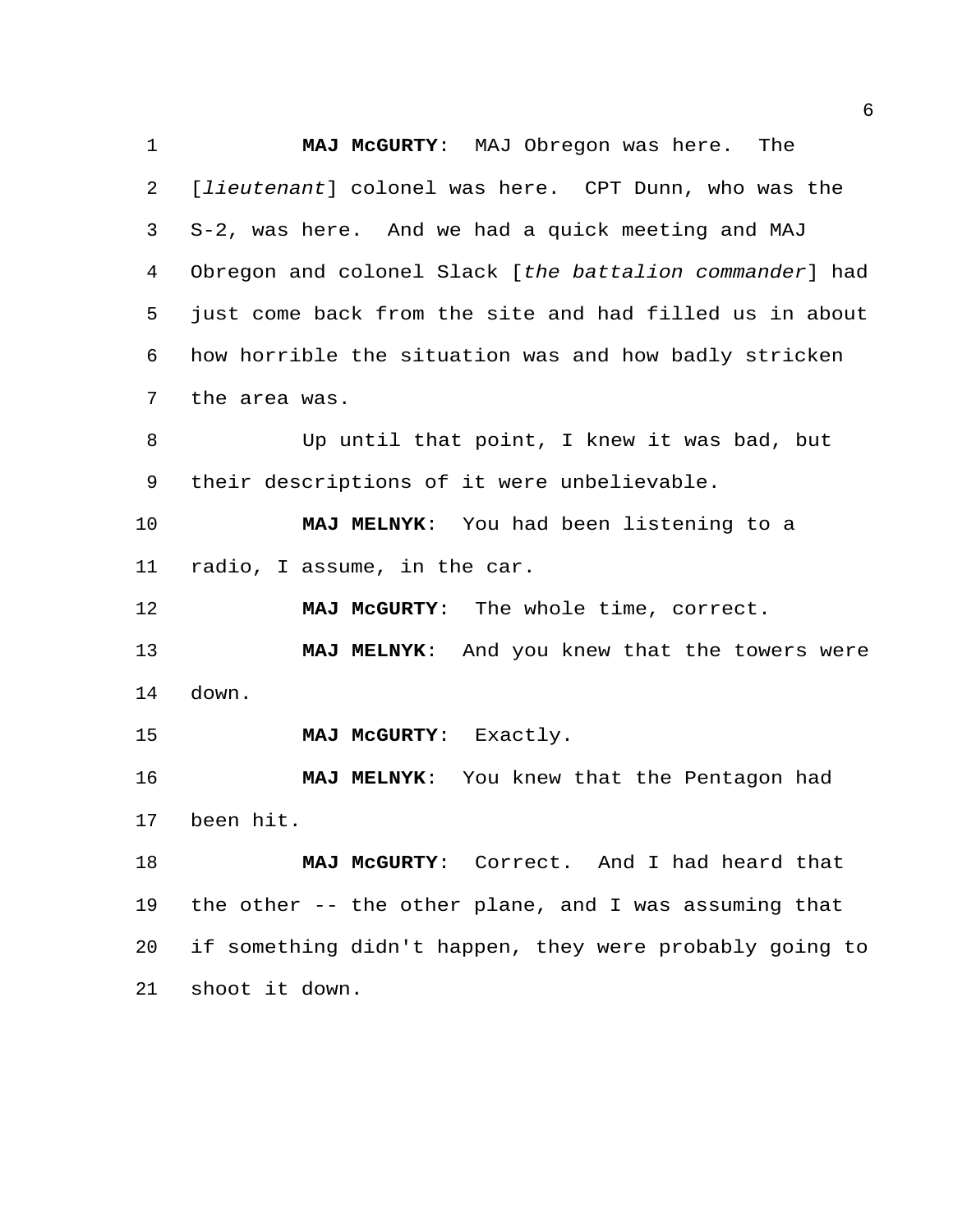**MAJ McGURTY**: MAJ Obregon was here. The [*lieutenant*] colonel was here. CPT Dunn, who was the S-2, was here. And we had a quick meeting and MAJ Obregon and colonel Slack [*the battalion commander*] had just come back from the site and had filled us in about how horrible the situation was and how badly stricken the area was.

Up until that point, I knew it was bad, but their descriptions of it were unbelievable.

**MAJ MELNYK**: You had been listening to a radio, I assume, in the car.

**MAJ McGURTY**: The whole time, correct.

**MAJ MELNYK**: And you knew that the towers were down.

**MAJ McGURTY**: Exactly.

**MAJ MELNYK**: You knew that the Pentagon had been hit.

**MAJ McGURTY**: Correct. And I had heard that the other -- the other plane, and I was assuming that if something didn't happen, they were probably going to shoot it down.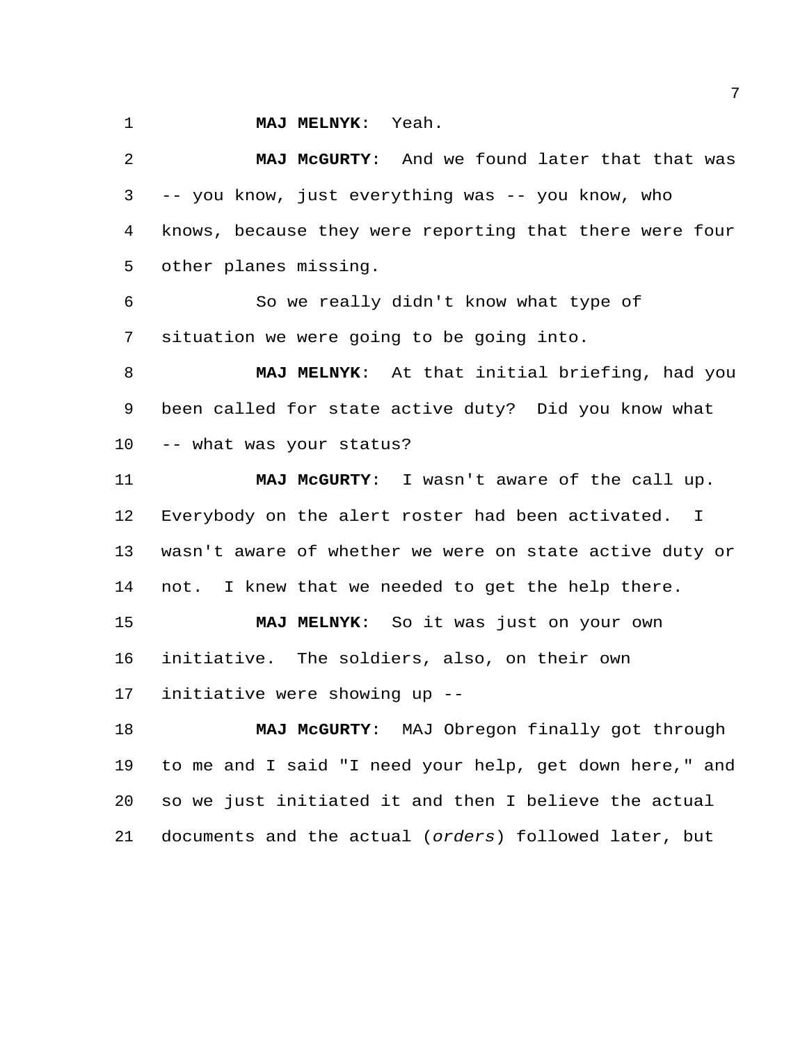**MAJ MELNYK**: Yeah.

**MAJ McGURTY**: And we found later that that was -- you know, just everything was -- you know, who knows, because they were reporting that there were four other planes missing.

So we really didn't know what type of situation we were going to be going into.

**MAJ MELNYK**: At that initial briefing, had you been called for state active duty? Did you know what -- what was your status?

**MAJ McGURTY**: I wasn't aware of the call up. Everybody on the alert roster had been activated. I wasn't aware of whether we were on state active duty or not. I knew that we needed to get the help there.

**MAJ MELNYK**: So it was just on your own initiative. The soldiers, also, on their own initiative were showing up --

**MAJ McGURTY**: MAJ Obregon finally got through to me and I said "I need your help, get down here," and so we just initiated it and then I believe the actual documents and the actual (*orders*) followed later, but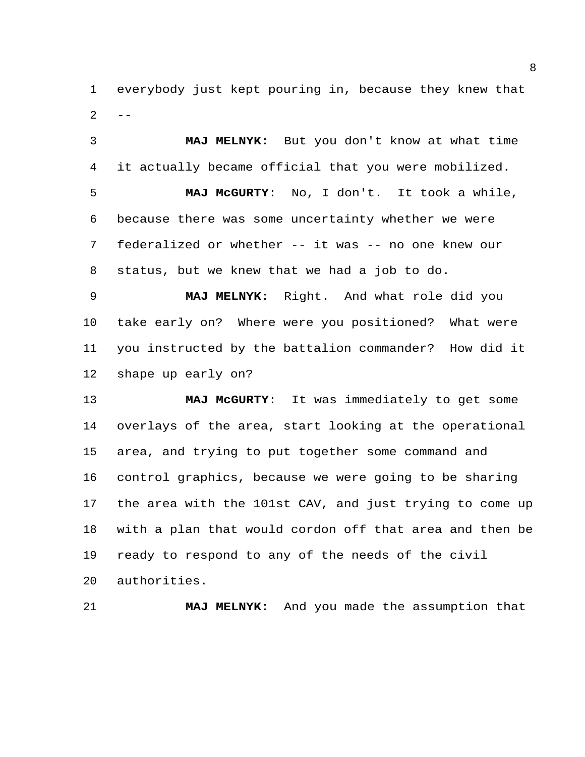everybody just kept pouring in, because they knew that --

**MAJ MELNYK**: But you don't know at what time it actually became official that you were mobilized.

**MAJ McGURTY**: No, I don't. It took a while, because there was some uncertainty whether we were federalized or whether -- it was -- no one knew our status, but we knew that we had a job to do.

**MAJ MELNYK**: Right. And what role did you take early on? Where were you positioned? What were you instructed by the battalion commander? How did it shape up early on?

**MAJ McGURTY**: It was immediately to get some overlays of the area, start looking at the operational area, and trying to put together some command and control graphics, because we were going to be sharing the area with the 101st CAV, and just trying to come up with a plan that would cordon off that area and then be ready to respond to any of the needs of the civil authorities.

**MAJ MELNYK**: And you made the assumption that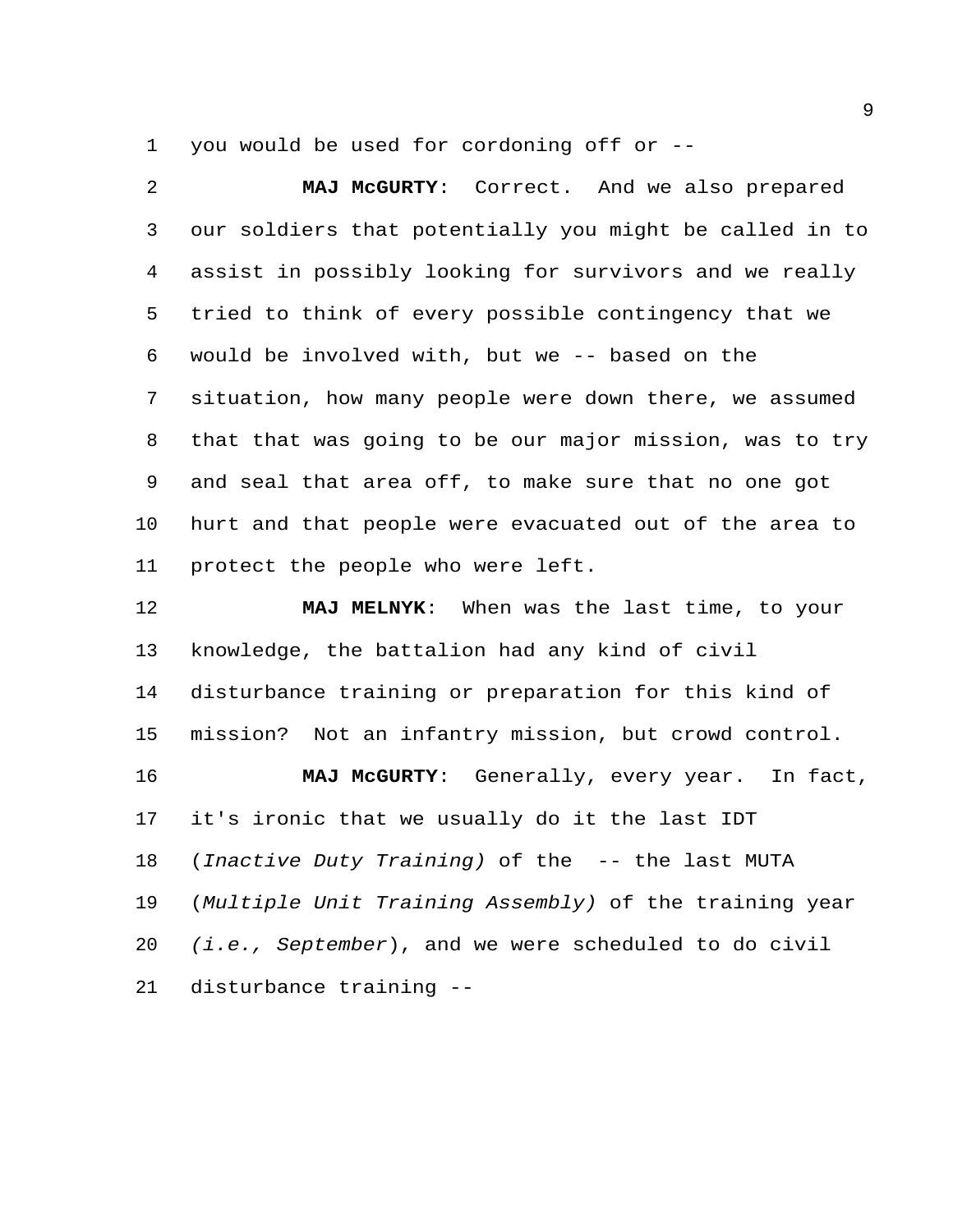you would be used for cordoning off or --

**MAJ McGURTY**: Correct. And we also prepared our soldiers that potentially you might be called in to assist in possibly looking for survivors and we really tried to think of every possible contingency that we would be involved with, but we -- based on the situation, how many people were down there, we assumed that that was going to be our major mission, was to try and seal that area off, to make sure that no one got hurt and that people were evacuated out of the area to protect the people who were left.

**MAJ MELNYK**: When was the last time, to your knowledge, the battalion had any kind of civil disturbance training or preparation for this kind of mission? Not an infantry mission, but crowd control.

**MAJ McGURTY**: Generally, every year. In fact, it's ironic that we usually do it the last IDT (*Inactive Duty Training)* of the -- the last MUTA (*Multiple Unit Training Assembly)* of the training year *(i.e., September*), and we were scheduled to do civil disturbance training --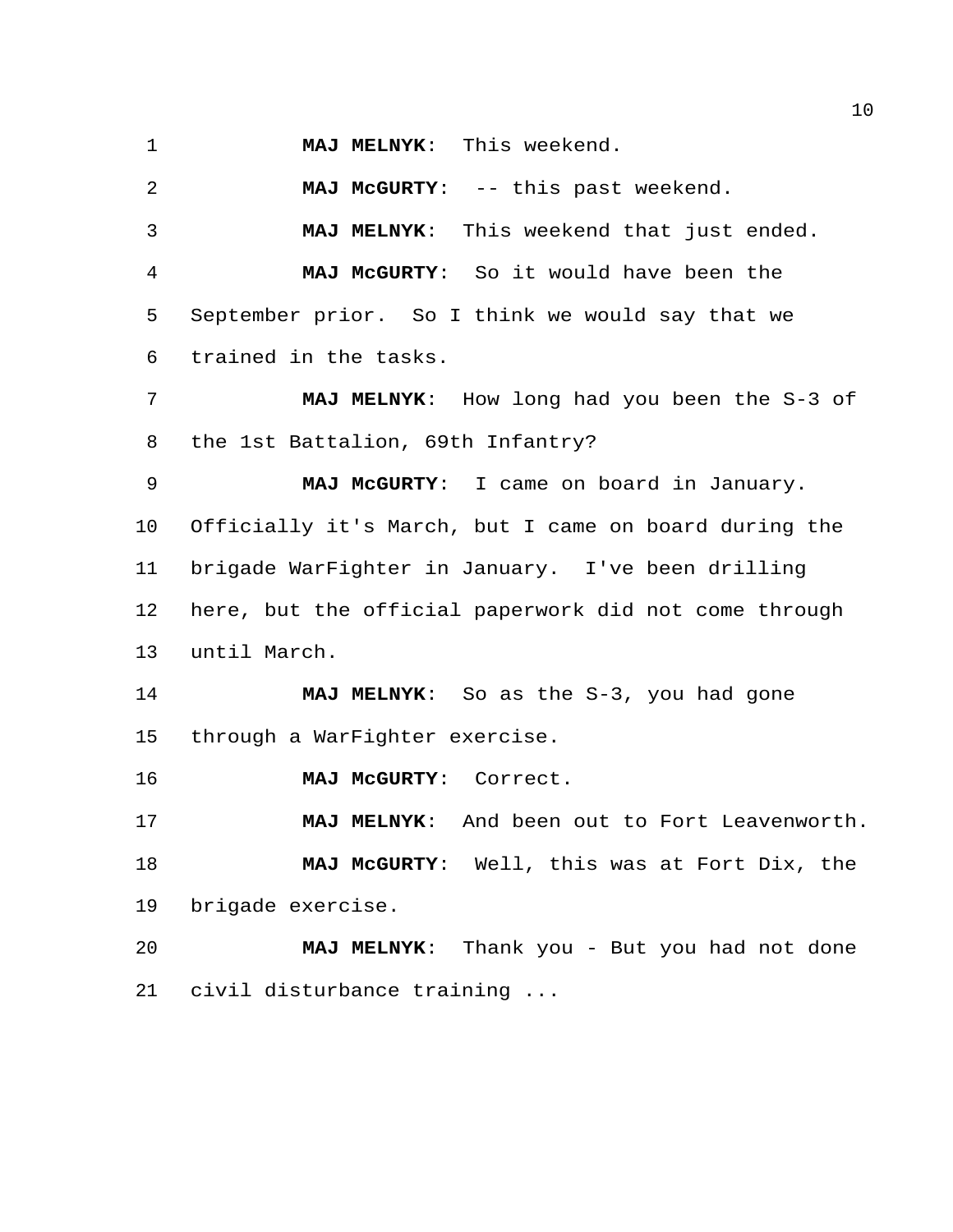**MAJ MELNYK**: This weekend.

**MAJ McGURTY**: -- this past weekend.

**MAJ MELNYK**: This weekend that just ended.

**MAJ McGURTY**: So it would have been the September prior. So I think we would say that we trained in the tasks.

**MAJ MELNYK**: How long had you been the S-3 of the 1st Battalion, 69th Infantry?

**MAJ McGURTY**: I came on board in January. Officially it's March, but I came on board during the brigade WarFighter in January. I've been drilling here, but the official paperwork did not come through until March.

**MAJ MELNYK**: So as the S-3, you had gone through a WarFighter exercise.

**MAJ McGURTY**: Correct.

**MAJ MELNYK**: And been out to Fort Leavenworth.

**MAJ McGURTY**: Well, this was at Fort Dix, the brigade exercise.

**MAJ MELNYK**: Thank you - But you had not done civil disturbance training ...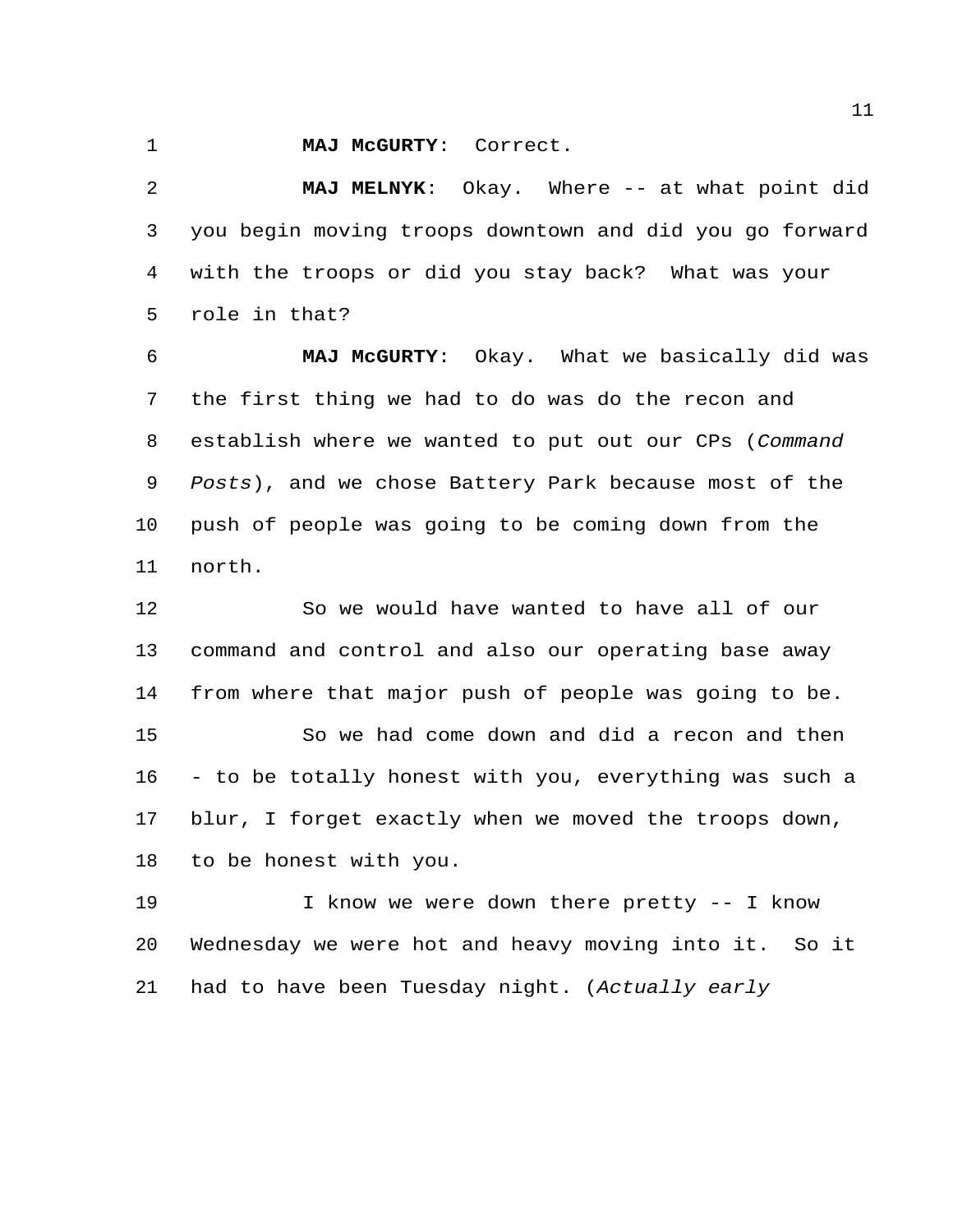**MAJ McGURTY**: Correct.

**MAJ MELNYK**: Okay. Where -- at what point did you begin moving troops downtown and did you go forward with the troops or did you stay back? What was your role in that?

**MAJ McGURTY**: Okay. What we basically did was the first thing we had to do was do the recon and establish where we wanted to put out our CPs (*Command Posts*), and we chose Battery Park because most of the push of people was going to be coming down from the north.

So we would have wanted to have all of our command and control and also our operating base away from where that major push of people was going to be.

So we had come down and did a recon and then - to be totally honest with you, everything was such a blur, I forget exactly when we moved the troops down, to be honest with you.

I know we were down there pretty -- I know Wednesday we were hot and heavy moving into it. So it had to have been Tuesday night. (*Actually early*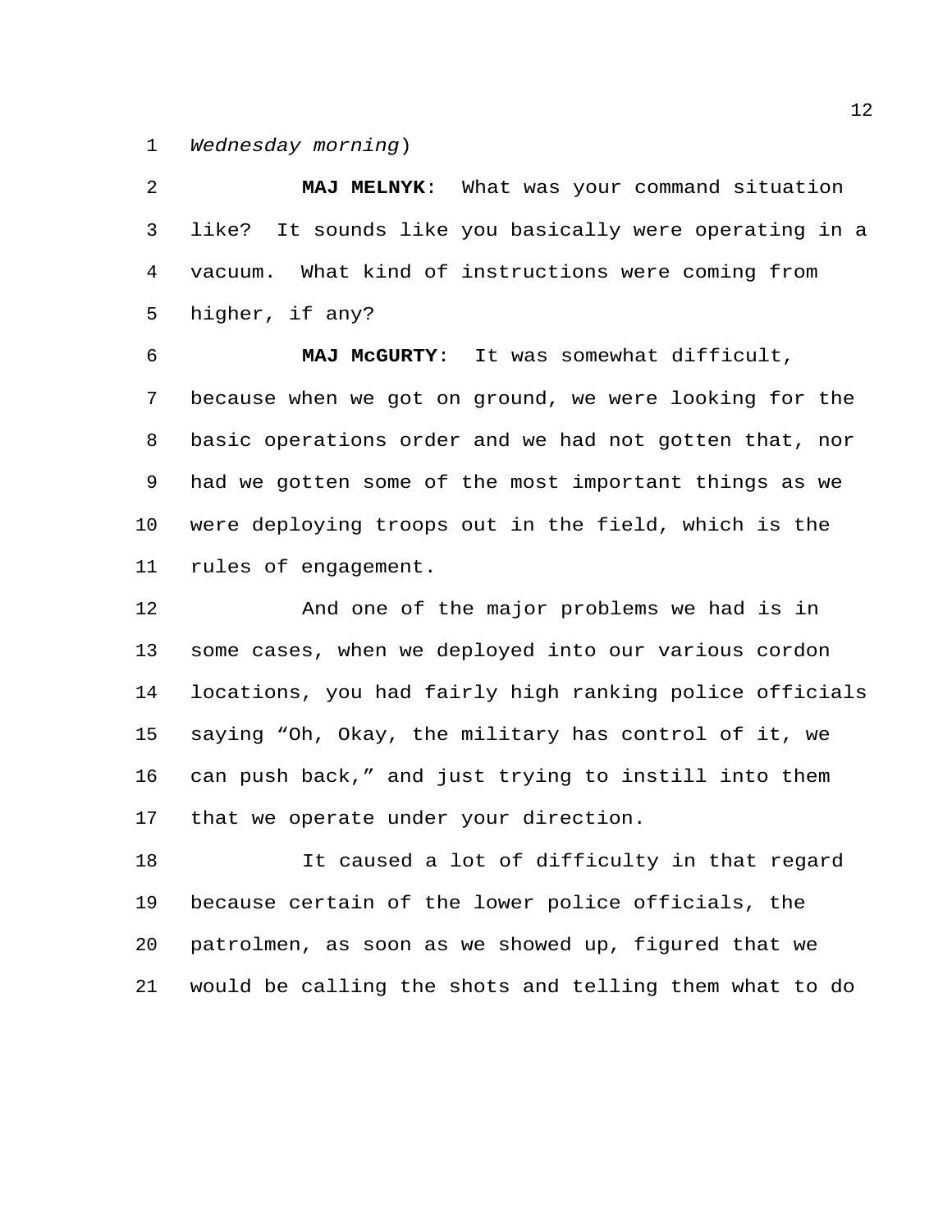*Wednesday morning*)

**MAJ MELNYK**: What was your command situation like? It sounds like you basically were operating in a vacuum. What kind of instructions were coming from higher, if any?

**MAJ McGURTY**: It was somewhat difficult, because when we got on ground, we were looking for the basic operations order and we had not gotten that, nor had we gotten some of the most important things as we were deploying troops out in the field, which is the rules of engagement.

And one of the major problems we had is in some cases, when we deployed into our various cordon locations, you had fairly high ranking police officials saying "Oh, Okay, the military has control of it, we can push back," and just trying to instill into them that we operate under your direction.

It caused a lot of difficulty in that regard because certain of the lower police officials, the patrolmen, as soon as we showed up, figured that we would be calling the shots and telling them what to do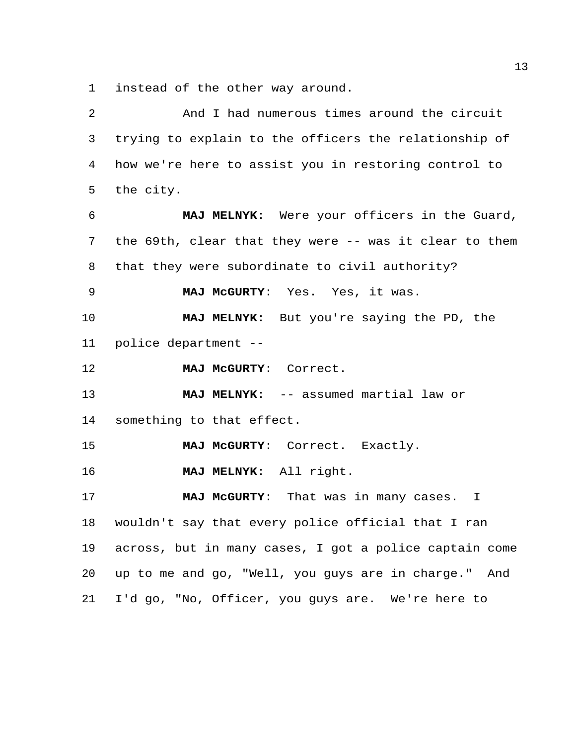instead of the other way around.

And I had numerous times around the circuit trying to explain to the officers the relationship of how we're here to assist you in restoring control to the city.

**MAJ MELNYK**: Were your officers in the Guard, the 69th, clear that they were -- was it clear to them that they were subordinate to civil authority?

**MAJ McGURTY**: Yes. Yes, it was.

**MAJ MELNYK**: But you're saying the PD, the police department --

**MAJ McGURTY**: Correct.

**MAJ MELNYK**: -- assumed martial law or something to that effect.

**MAJ McGURTY**: Correct. Exactly.

**MAJ MELNYK**: All right.

**MAJ McGURTY**: That was in many cases. I wouldn't say that every police official that I ran across, but in many cases, I got a police captain come up to me and go, "Well, you guys are in charge." And I'd go, "No, Officer, you guys are. We're here to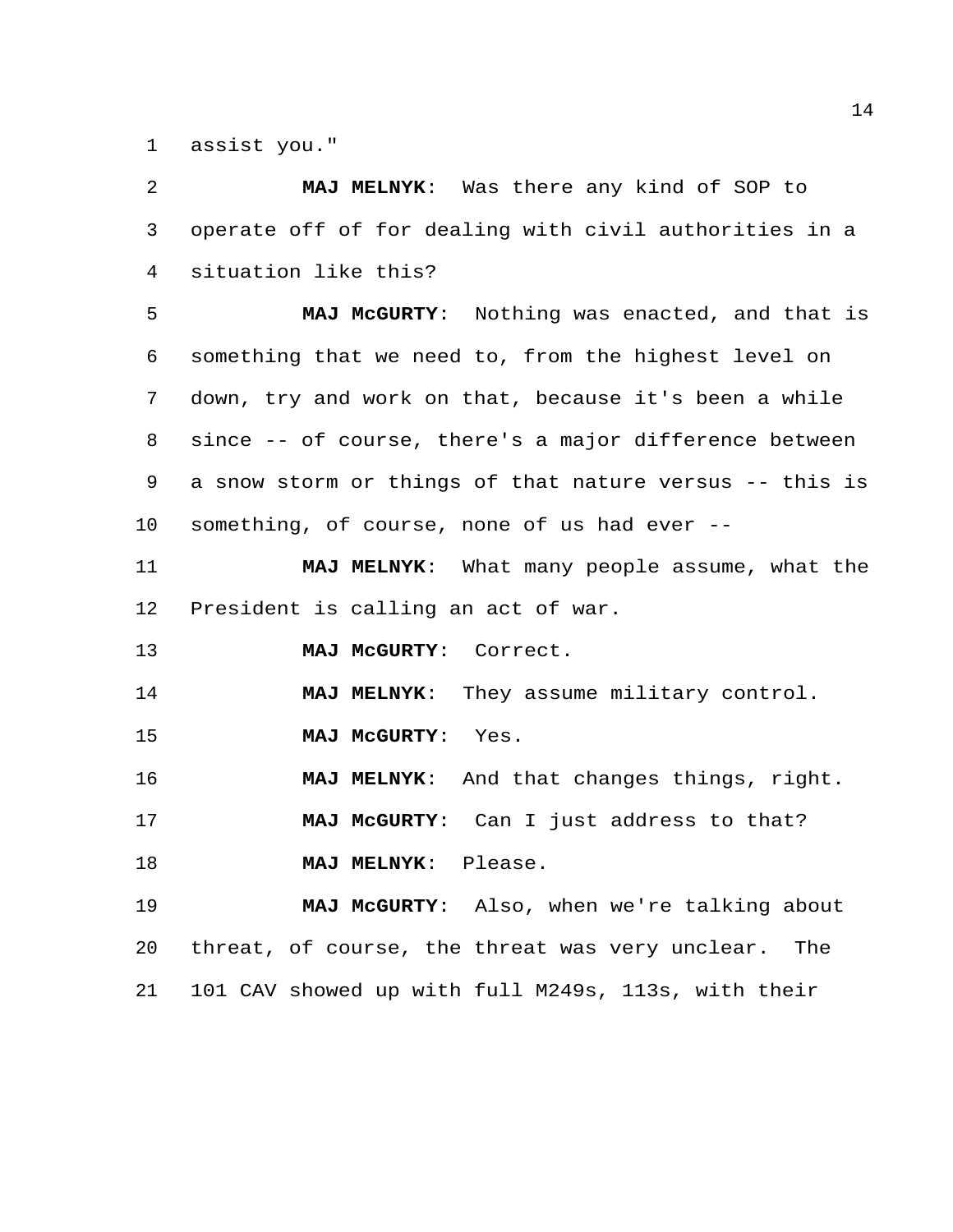assist you."

**MAJ MELNYK**: Was there any kind of SOP to operate off of for dealing with civil authorities in a situation like this?

**MAJ McGURTY**: Nothing was enacted, and that is something that we need to, from the highest level on down, try and work on that, because it's been a while since -- of course, there's a major difference between a snow storm or things of that nature versus -- this is something, of course, none of us had ever --

**MAJ MELNYK**: What many people assume, what the President is calling an act of war.

**MAJ McGURTY**: Correct.

**MAJ MELNYK**: They assume military control.

**MAJ McGURTY**: Yes.

**MAJ MELNYK**: And that changes things, right.

**MAJ McGURTY**: Can I just address to that?

**MAJ MELNYK**: Please.

**MAJ McGURTY**: Also, when we're talking about threat, of course, the threat was very unclear. The 101 CAV showed up with full M249s, 113s, with their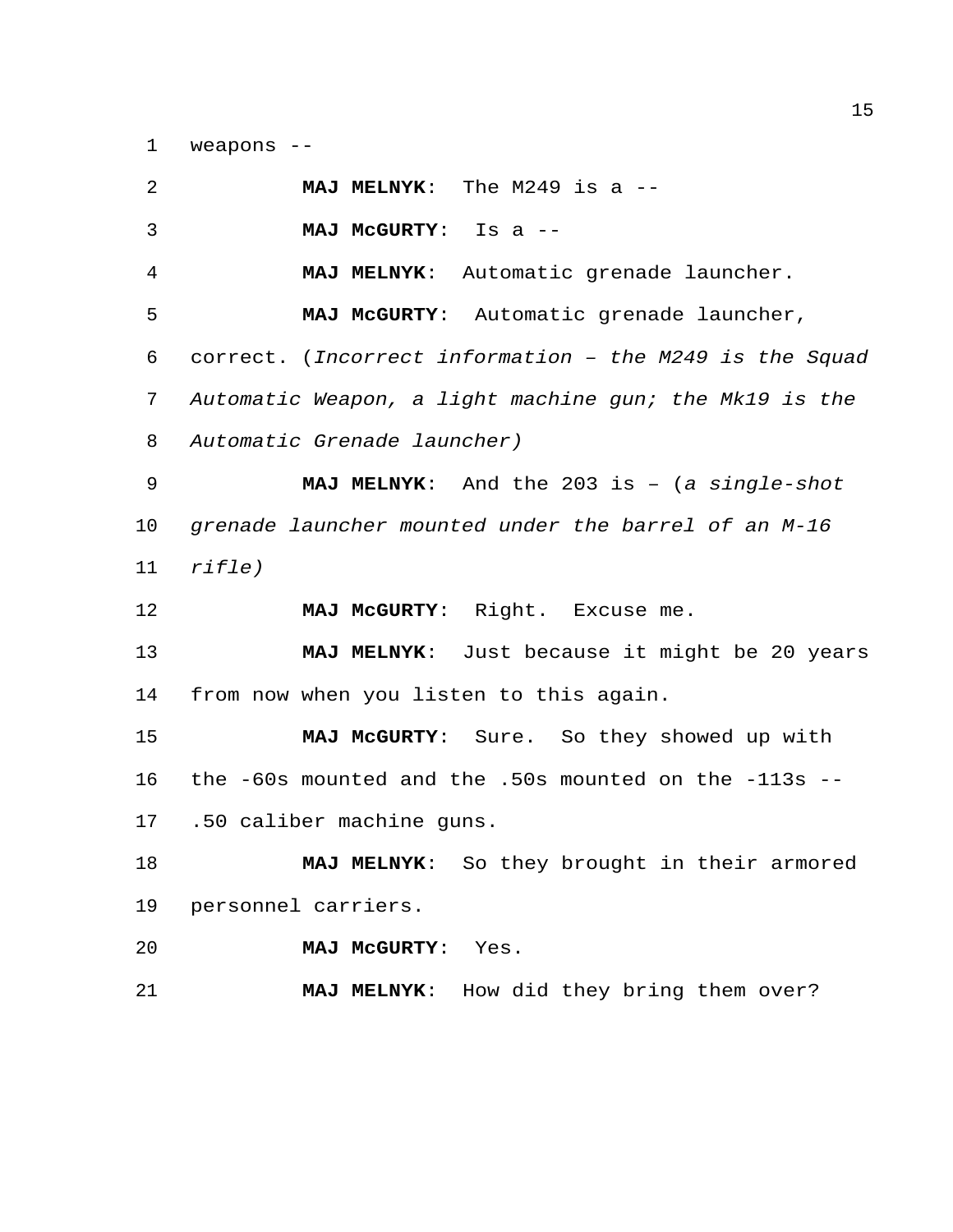weapons --

**MAJ MELNYK**: The M249 is a --

**MAJ McGURTY**: Is a --

**MAJ MELNYK**: Automatic grenade launcher.

**MAJ McGURTY**: Automatic grenade launcher, correct. (*Incorrect information – the M249 is the Squad Automatic Weapon, a light machine gun; the Mk19 is the Automatic Grenade launcher)*

**MAJ MELNYK**: And the 203 is – (*a single-shot grenade launcher mounted under the barrel of an M-16 rifle)*

**MAJ McGURTY**: Right. Excuse me.

**MAJ MELNYK**: Just because it might be 20 years from now when you listen to this again.

**MAJ McGURTY**: Sure. So they showed up with the -60s mounted and the .50s mounted on the -113s -- .50 caliber machine guns.

**MAJ MELNYK**: So they brought in their armored personnel carriers.

**MAJ McGURTY**: Yes.

**MAJ MELNYK**: How did they bring them over?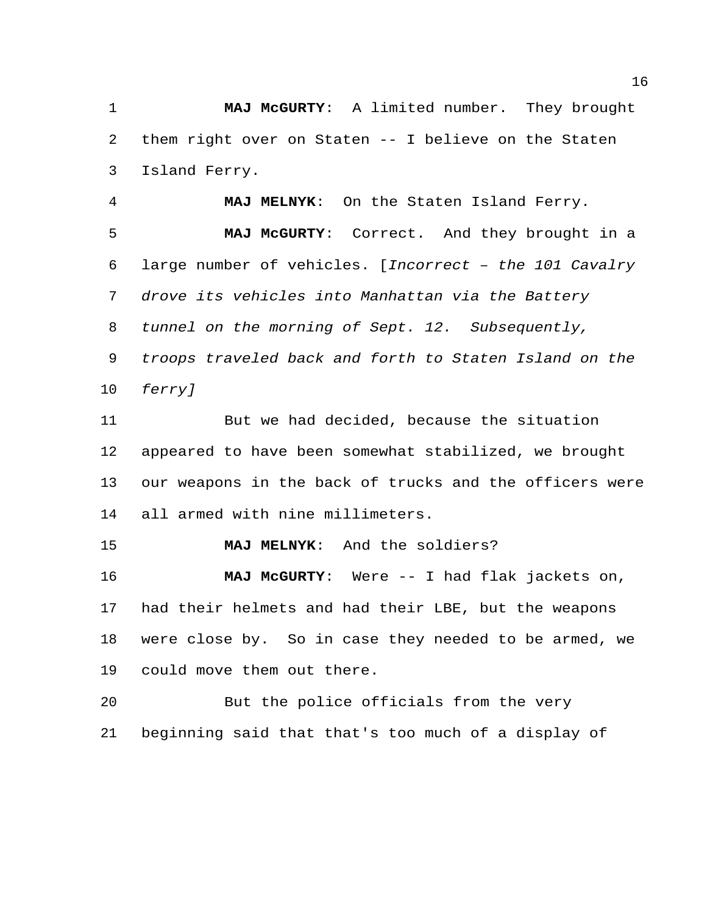**MAJ McGURTY**: A limited number. They brought them right over on Staten -- I believe on the Staten Island Ferry.

**MAJ MELNYK**: On the Staten Island Ferry.

**MAJ McGURTY**: Correct. And they brought in a large number of vehicles. [*Incorrect – the 101 Cavalry drove its vehicles into Manhattan via the Battery tunnel on the morning of Sept. 12. Subsequently, troops traveled back and forth to Staten Island on the ferry*]

But we had decided, because the situation appeared to have been somewhat stabilized, we brought our weapons in the back of trucks and the officers were all armed with nine millimeters.

**MAJ MELNYK**: And the soldiers?

**MAJ McGURTY**: Were -- I had flak jackets on, had their helmets and had their LBE, but the weapons were close by. So in case they needed to be armed, we could move them out there.

But the police officials from the very beginning said that that's too much of a display of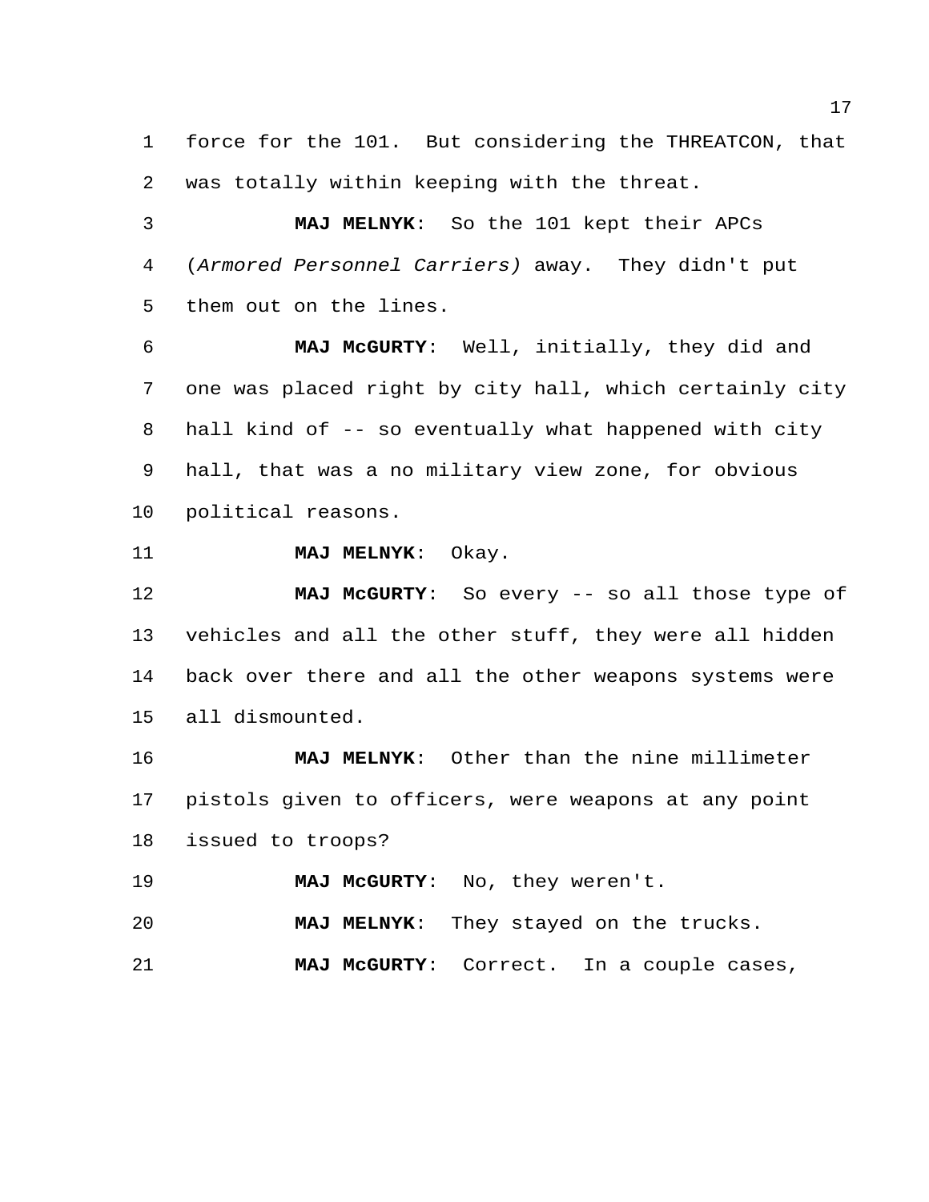force for the 101. But considering the THREATCON, that was totally within keeping with the threat.

**MAJ MELNYK**: So the 101 kept their APCs (*Armored Personnel Carriers)* away. They didn't put them out on the lines.

**MAJ McGURTY**: Well, initially, they did and one was placed right by city hall, which certainly city hall kind of -- so eventually what happened with city hall, that was a no military view zone, for obvious political reasons.

**MAJ MELNYK**: Okay.

**MAJ McGURTY**: So every -- so all those type of vehicles and all the other stuff, they were all hidden back over there and all the other weapons systems were all dismounted.

**MAJ MELNYK**: Other than the nine millimeter pistols given to officers, were weapons at any point issued to troops?

**MAJ McGURTY**: No, they weren't.

**MAJ MELNYK**: They stayed on the trucks.

**MAJ McGURTY**: Correct. In a couple cases,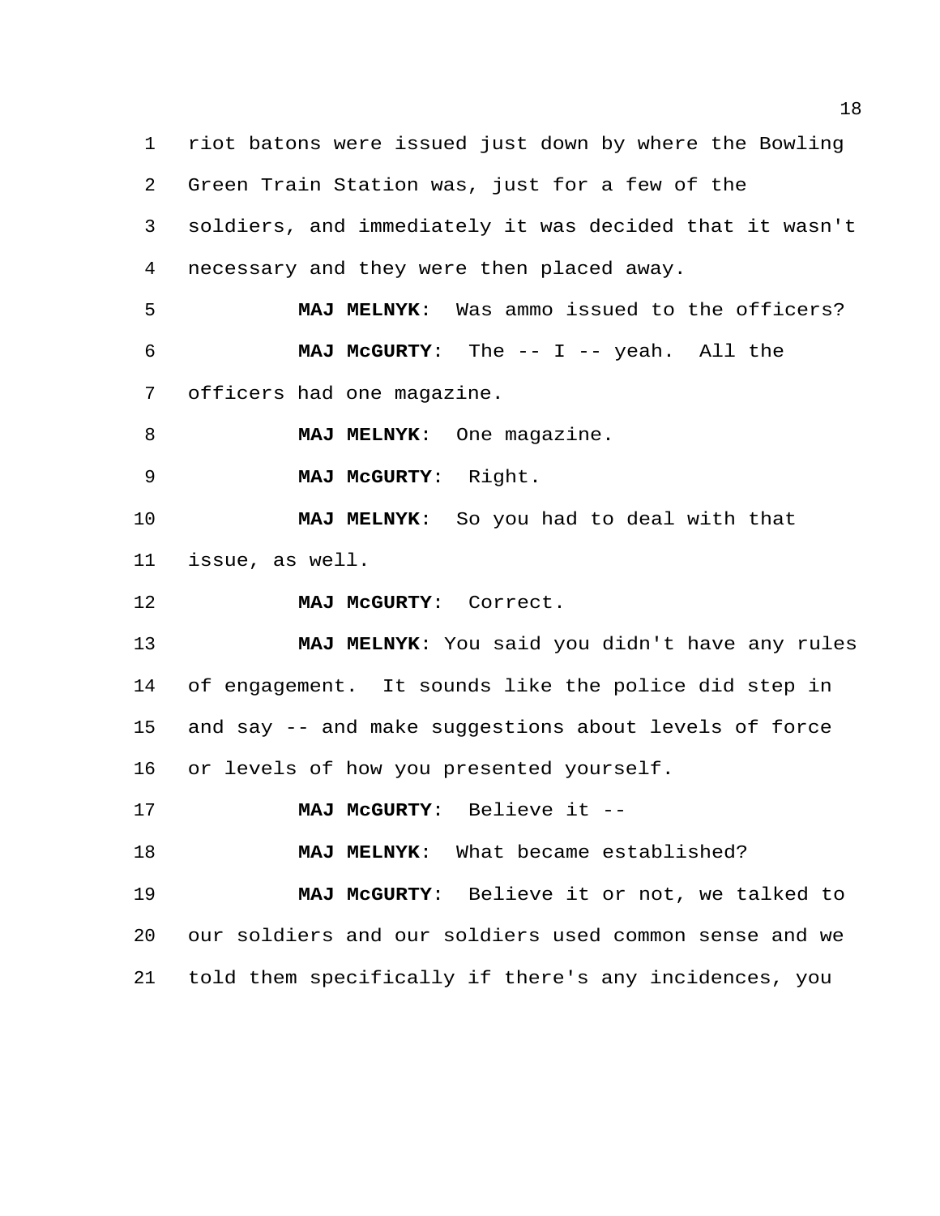riot batons were issued just down by where the Bowling Green Train Station was, just for a few of the soldiers, and immediately it was decided that it wasn't necessary and they were then placed away.

**MAJ MELNYK**: Was ammo issued to the officers?

**MAJ McGURTY**: The -- I -- yeah. All the officers had one magazine.

**MAJ MELNYK**: One magazine.

**MAJ McGURTY**: Right.

**MAJ MELNYK**: So you had to deal with that issue, as well.

**MAJ McGURTY**: Correct.

**MAJ MELNYK**: You said you didn't have any rules of engagement. It sounds like the police did step in and say -- and make suggestions about levels of force or levels of how you presented yourself.

**MAJ McGURTY**: Believe it --

**MAJ MELNYK**: What became established?

**MAJ McGURTY**: Believe it or not, we talked to our soldiers and our soldiers used common sense and we told them specifically if there's any incidences, you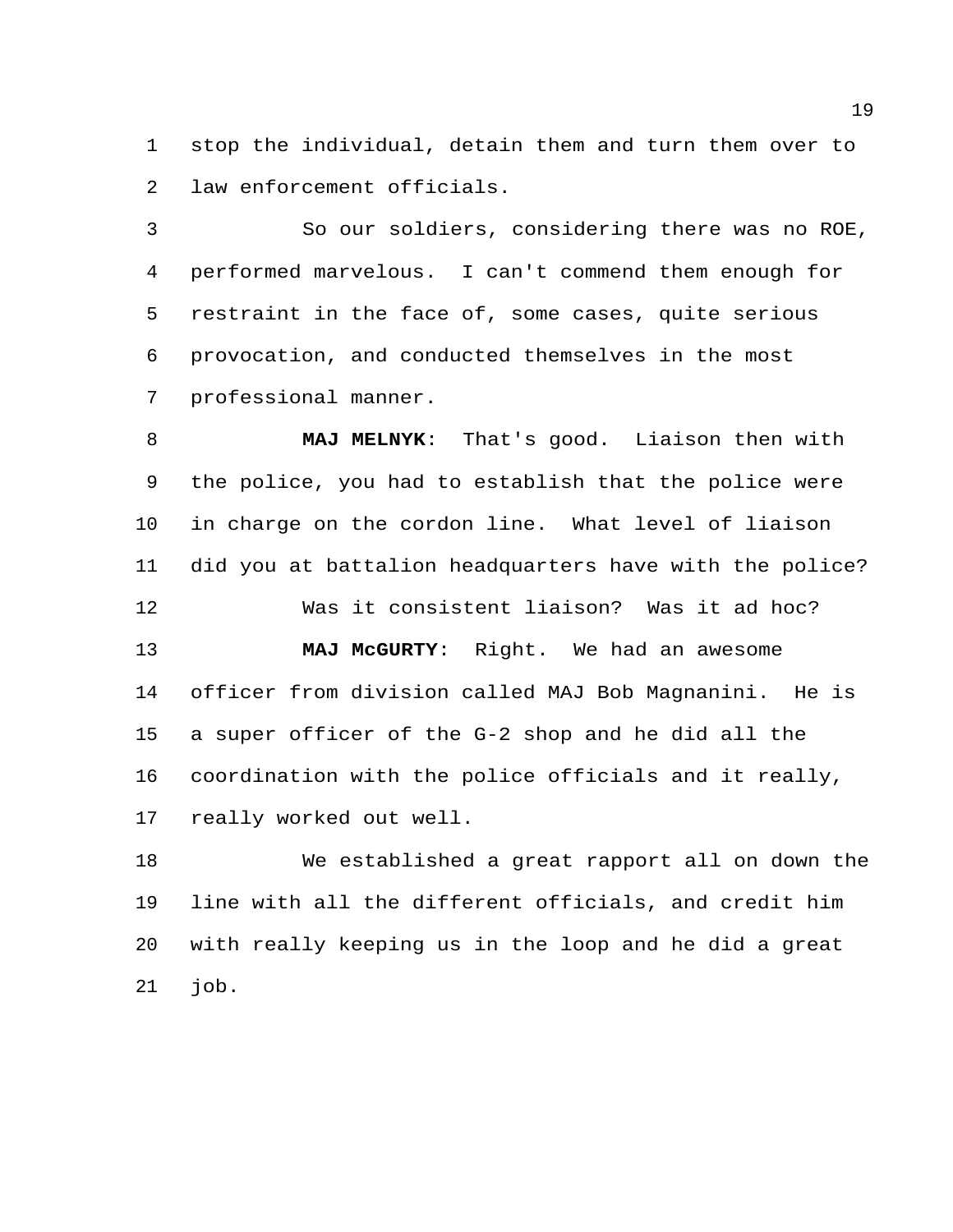stop the individual, detain them and turn them over to law enforcement officials.

So our soldiers, considering there was no ROE, performed marvelous. I can't commend them enough for restraint in the face of, some cases, quite serious provocation, and conducted themselves in the most professional manner.

**MAJ MELNYK**: That's good. Liaison then with the police, you had to establish that the police were in charge on the cordon line. What level of liaison did you at battalion headquarters have with the police?

Was it consistent liaison? Was it ad hoc?

**MAJ McGURTY**: Right. We had an awesome officer from division called MAJ Bob Magnanini. He is a super officer of the G-2 shop and he did all the coordination with the police officials and it really, really worked out well.

We established a great rapport all on down the line with all the different officials, and credit him with really keeping us in the loop and he did a great job.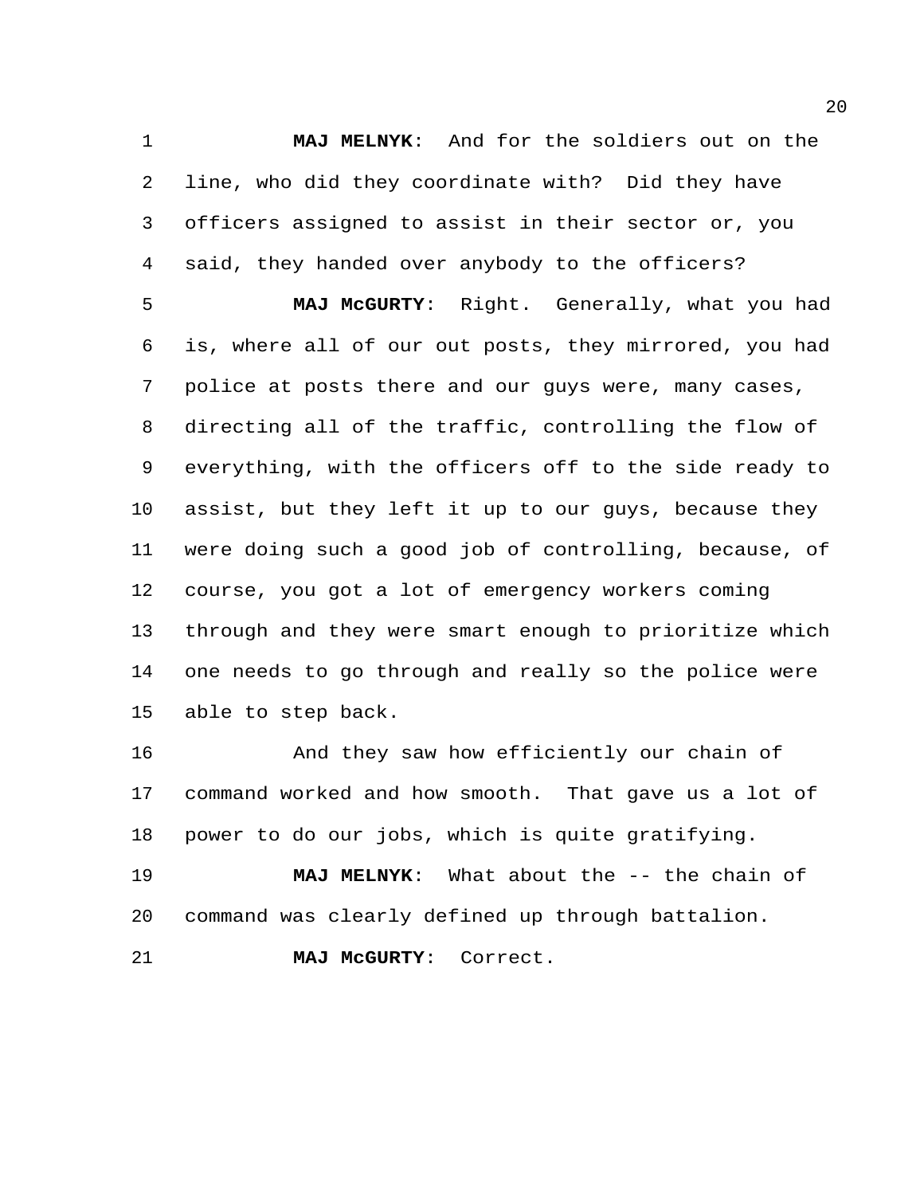**MAJ MELNYK**: And for the soldiers out on the line, who did they coordinate with? Did they have officers assigned to assist in their sector or, you said, they handed over anybody to the officers?

**MAJ McGURTY**: Right. Generally, what you had is, where all of our out posts, they mirrored, you had police at posts there and our guys were, many cases, directing all of the traffic, controlling the flow of everything, with the officers off to the side ready to assist, but they left it up to our guys, because they were doing such a good job of controlling, because, of course, you got a lot of emergency workers coming through and they were smart enough to prioritize which one needs to go through and really so the police were able to step back.

And they saw how efficiently our chain of command worked and how smooth. That gave us a lot of power to do our jobs, which is quite gratifying.

**MAJ MELNYK**: What about the -- the chain of command was clearly defined up through battalion.

**MAJ McGURTY**: Correct.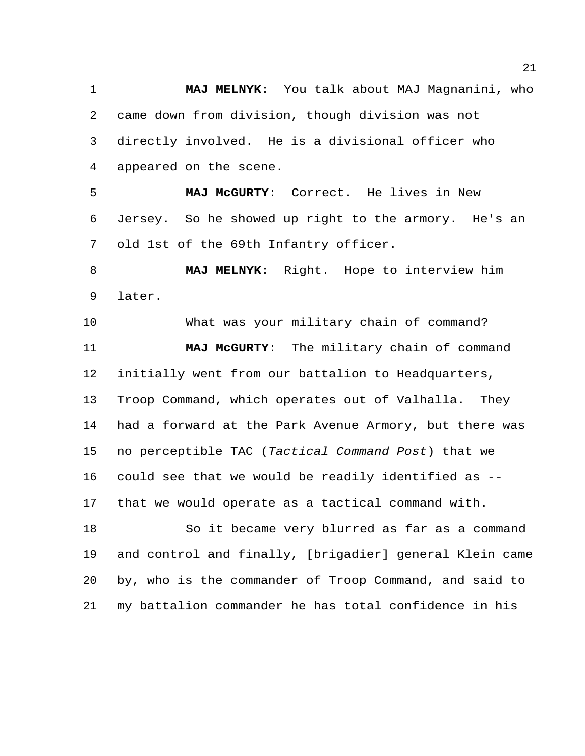**MAJ MELNYK**: You talk about MAJ Magnanini, who came down from division, though division was not directly involved. He is a divisional officer who appeared on the scene.

**MAJ McGURTY**: Correct. He lives in New Jersey. So he showed up right to the armory. He's an old 1st of the 69th Infantry officer.

**MAJ MELNYK**: Right. Hope to interview him later.

What was your military chain of command?

**MAJ McGURTY**: The military chain of command initially went from our battalion to Headquarters, Troop Command, which operates out of Valhalla. They had a forward at the Park Avenue Armory, but there was no perceptible TAC (*Tactical Command Post*) that we could see that we would be readily identified as -- that we would operate as a tactical command with.

So it became very blurred as far as a command and control and finally, [brigadier] general Klein came by, who is the commander of Troop Command, and said to my battalion commander he has total confidence in his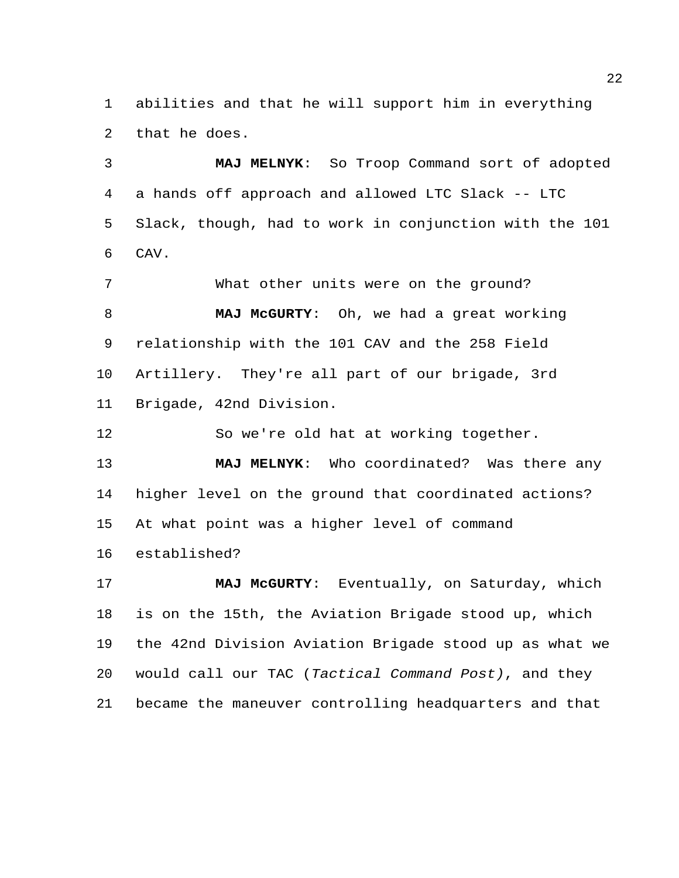abilities and that he will support him in everything that he does.

**MAJ MELNYK**: So Troop Command sort of adopted a hands off approach and allowed LTC Slack -- LTC Slack, though, had to work in conjunction with the 101 CAV.

What other units were on the ground?

**MAJ McGURTY**: Oh, we had a great working relationship with the 101 CAV and the 258 Field Artillery. They're all part of our brigade, 3rd Brigade, 42nd Division.

So we're old hat at working together.

**MAJ MELNYK**: Who coordinated? Was there any higher level on the ground that coordinated actions? At what point was a higher level of command established?

**MAJ McGURTY**: Eventually, on Saturday, which is on the 15th, the Aviation Brigade stood up, which the 42nd Division Aviation Brigade stood up as what we would call our TAC (*Tactical Command Post)*, and they became the maneuver controlling headquarters and that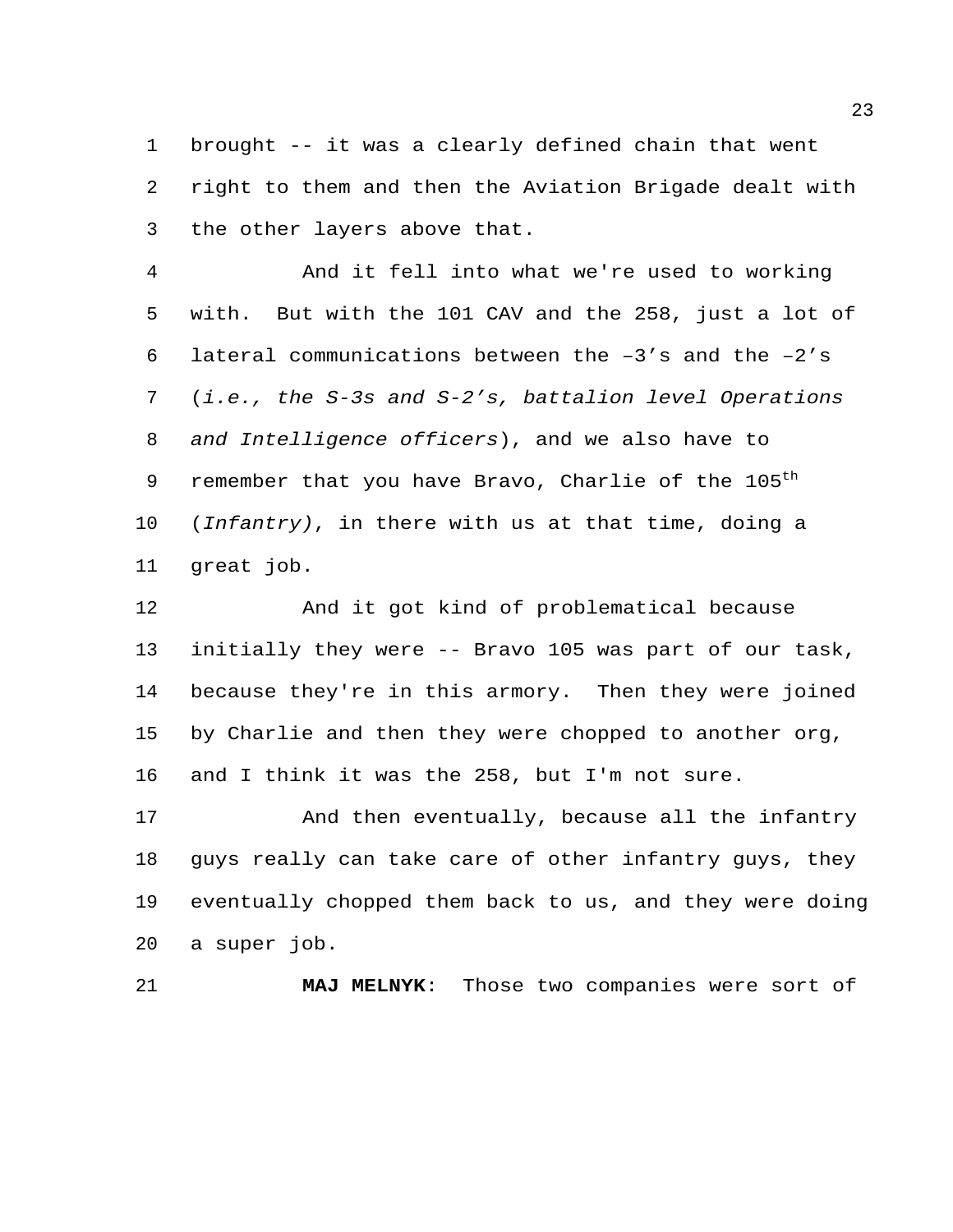brought -- it was a clearly defined chain that went right to them and then the Aviation Brigade dealt with the other layers above that.

And it fell into what we're used to working with. But with the 101 CAV and the 258, just a lot of lateral communications between the –3's and the –2's (*i.e., the S-3s and S-2's, battalion level Operations and Intelligence officers*), and we also have to remember that you have Bravo, Charlie of the 105th (*Infantry)*, in there with us at that time, doing a great job.

And it got kind of problematical because initially they were -- Bravo 105 was part of our task, because they're in this armory. Then they were joined by Charlie and then they were chopped to another org, and I think it was the 258, but I'm not sure.

And then eventually, because all the infantry guys really can take care of other infantry guys, they eventually chopped them back to us, and they were doing a super job.

**MAJ MELNYK**: Those two companies were sort of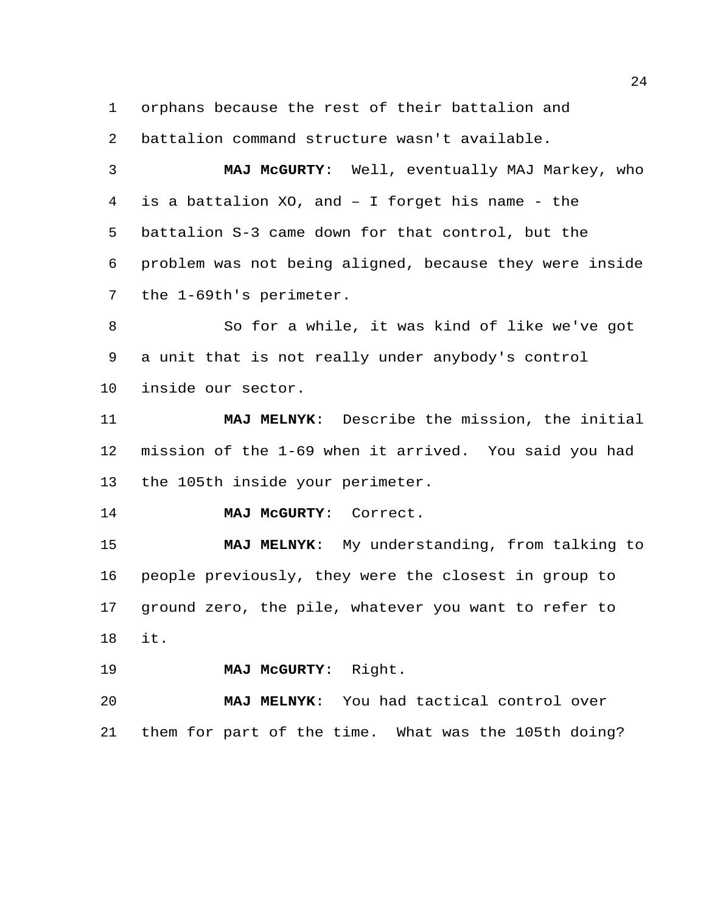orphans because the rest of their battalion and battalion command structure wasn't available.

**MAJ McGURTY**: Well, eventually MAJ Markey, who is a battalion XO, and – I forget his name - the battalion S-3 came down for that control, but the problem was not being aligned, because they were inside the 1-69th's perimeter.

So for a while, it was kind of like we've got a unit that is not really under anybody's control inside our sector.

**MAJ MELNYK**: Describe the mission, the initial mission of the 1-69 when it arrived. You said you had the 105th inside your perimeter.

**MAJ McGURTY**: Correct.

**MAJ MELNYK**: My understanding, from talking to people previously, they were the closest in group to ground zero, the pile, whatever you want to refer to it.

**MAJ McGURTY**: Right.

**MAJ MELNYK**: You had tactical control over them for part of the time. What was the 105th doing?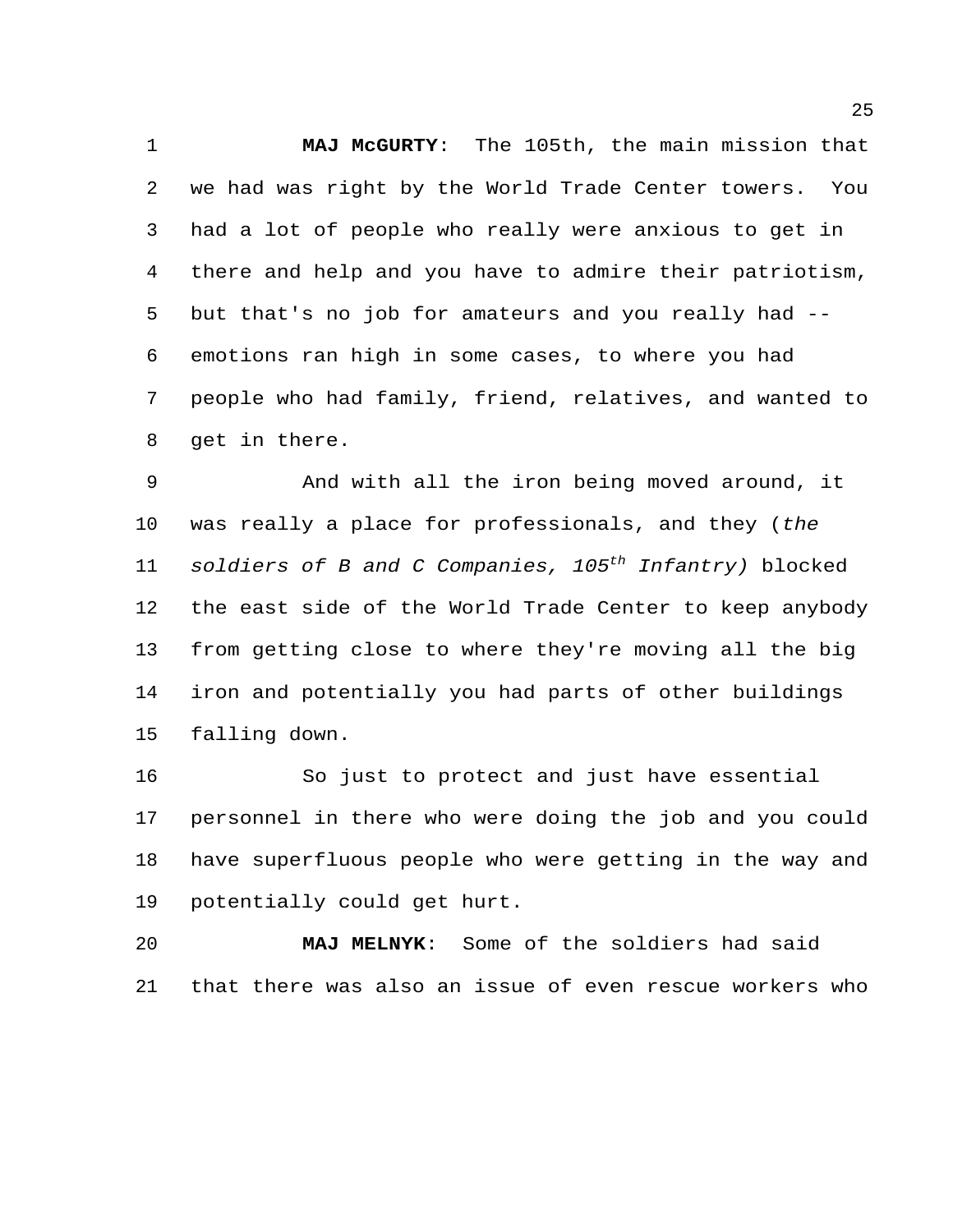**MAJ McGURTY**: The 105th, the main mission that we had was right by the World Trade Center towers. You had a lot of people who really were anxious to get in there and help and you have to admire their patriotism, but that's no job for amateurs and you really had -- emotions ran high in some cases, to where you had people who had family, friend, relatives, and wanted to get in there.

And with all the iron being moved around, it was really a place for professionals, and they (*the soldiers of B and C Companies, 105th Infantry)* blocked the east side of the World Trade Center to keep anybody from getting close to where they're moving all the big iron and potentially you had parts of other buildings falling down.

So just to protect and just have essential personnel in there who were doing the job and you could have superfluous people who were getting in the way and potentially could get hurt.

**MAJ MELNYK**: Some of the soldiers had said that there was also an issue of even rescue workers who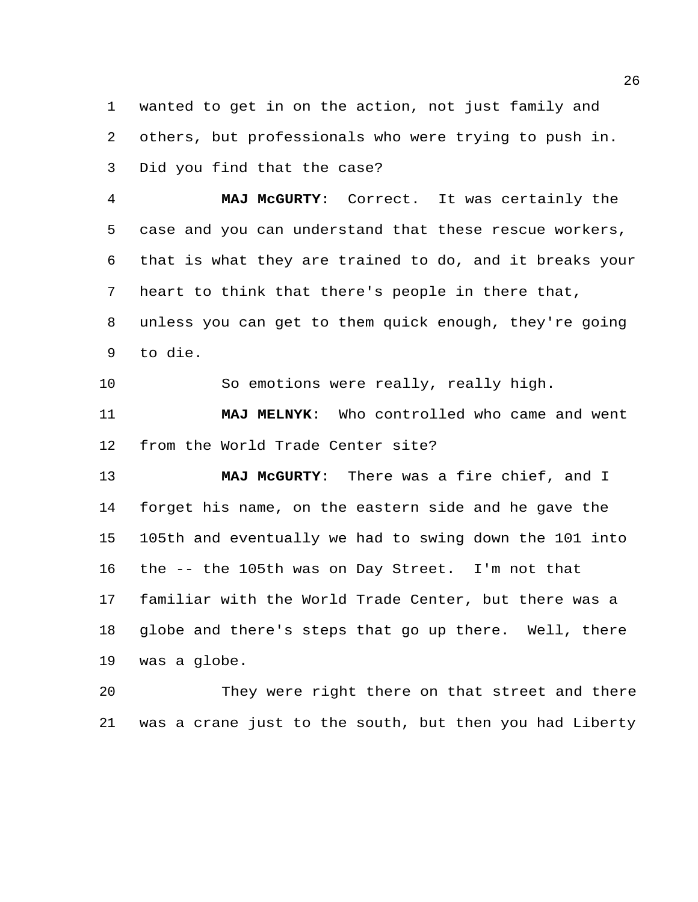wanted to get in on the action, not just family and others, but professionals who were trying to push in. Did you find that the case?

**MAJ McGURTY**: Correct. It was certainly the case and you can understand that these rescue workers, that is what they are trained to do, and it breaks your heart to think that there's people in there that, unless you can get to them quick enough, they're going to die.

So emotions were really, really high.

**MAJ MELNYK**: Who controlled who came and went from the World Trade Center site?

**MAJ McGURTY**: There was a fire chief, and I forget his name, on the eastern side and he gave the 105th and eventually we had to swing down the 101 into the -- the 105th was on Day Street. I'm not that familiar with the World Trade Center, but there was a globe and there's steps that go up there. Well, there was a globe.

They were right there on that street and there was a crane just to the south, but then you had Liberty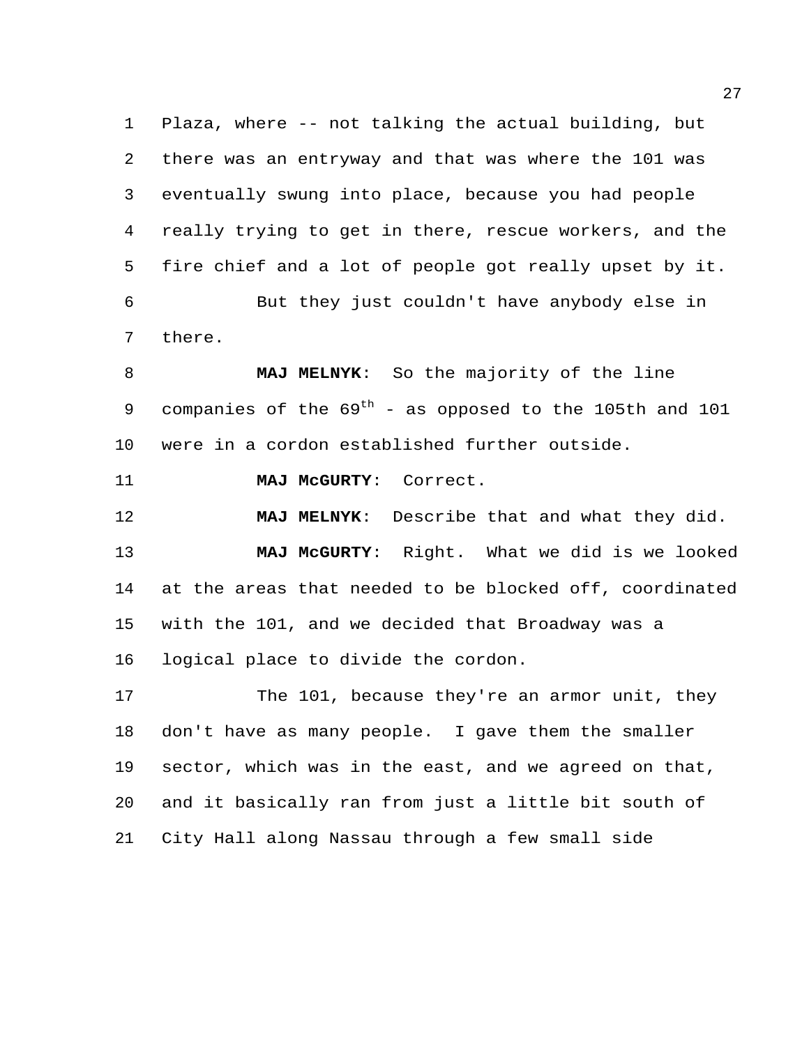Plaza, where -- not talking the actual building, but there was an entryway and that was where the 101 was eventually swung into place, because you had people really trying to get in there, rescue workers, and the fire chief and a lot of people got really upset by it.

But they just couldn't have anybody else in there.

**MAJ MELNYK**: So the majority of the line companies of the 69th - as opposed to the 105th and 101 were in a cordon established further outside.

**MAJ McGURTY**: Correct.

**MAJ MELNYK**: Describe that and what they did.

**MAJ McGURTY**: Right. What we did is we looked at the areas that needed to be blocked off, coordinated with the 101, and we decided that Broadway was a logical place to divide the cordon.

The 101, because they're an armor unit, they don't have as many people. I gave them the smaller sector, which was in the east, and we agreed on that, and it basically ran from just a little bit south of City Hall along Nassau through a few small side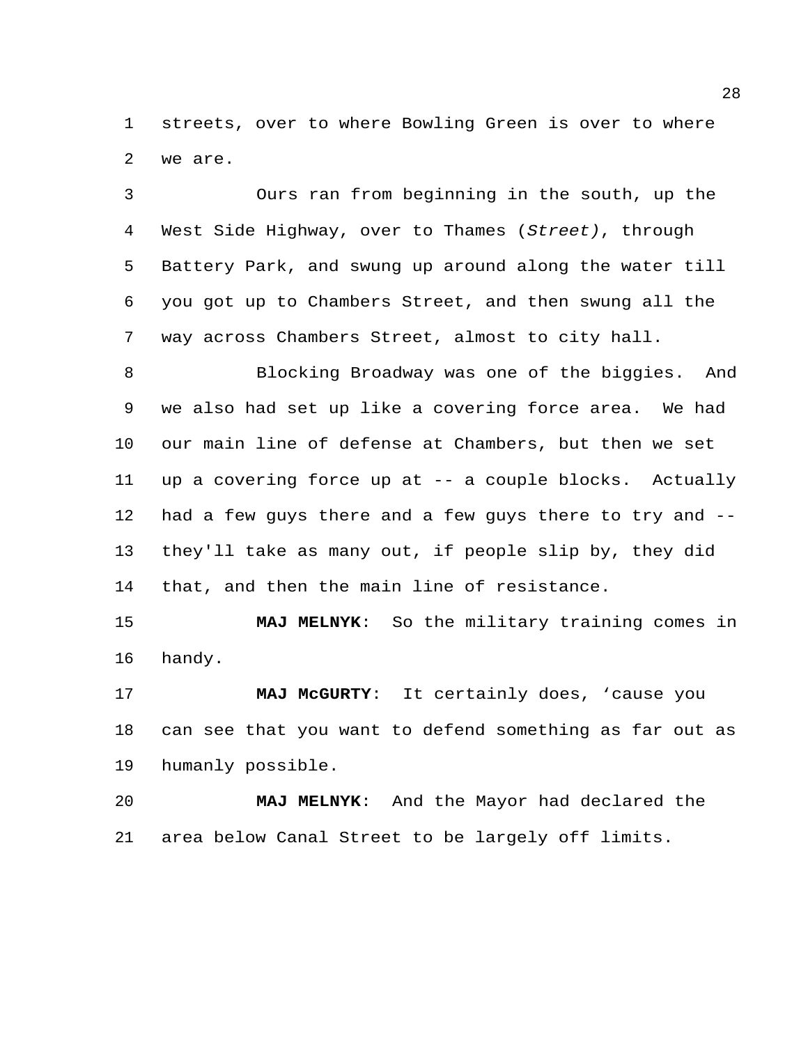streets, over to where Bowling Green is over to where we are.

Ours ran from beginning in the south, up the West Side Highway, over to Thames (*Street)*, through Battery Park, and swung up around along the water till you got up to Chambers Street, and then swung all the way across Chambers Street, almost to city hall.

Blocking Broadway was one of the biggies. And we also had set up like a covering force area. We had our main line of defense at Chambers, but then we set up a covering force up at -- a couple blocks. Actually had a few guys there and a few guys there to try and -- they'll take as many out, if people slip by, they did that, and then the main line of resistance.

**MAJ MELNYK**: So the military training comes in handy.

**MAJ McGURTY**: It certainly does, 'cause you can see that you want to defend something as far out as humanly possible.

**MAJ MELNYK**: And the Mayor had declared the area below Canal Street to be largely off limits.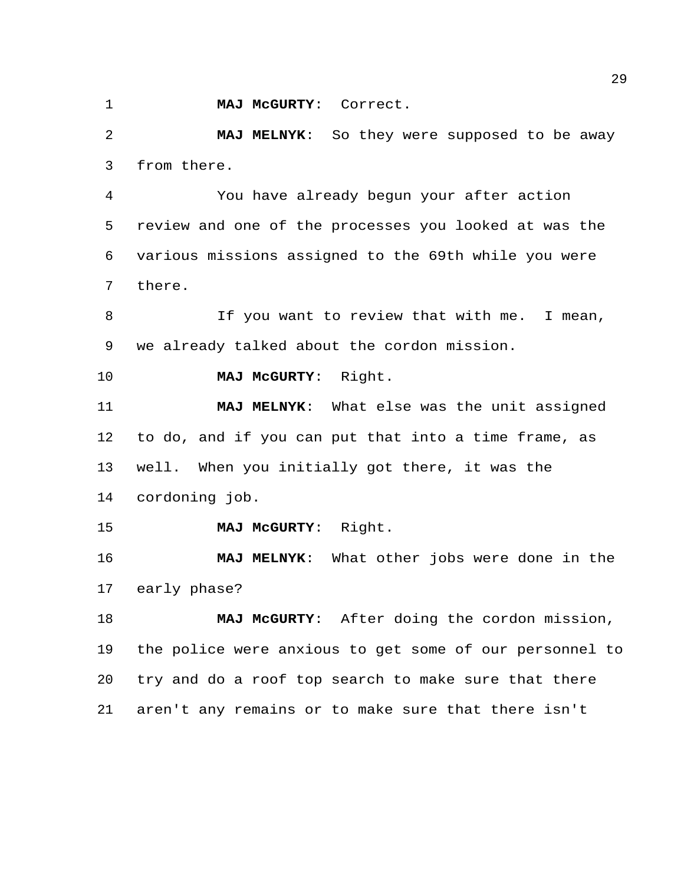**MAJ McGURTY**: Correct.

**MAJ MELNYK**: So they were supposed to be away from there.

You have already begun your after action review and one of the processes you looked at was the various missions assigned to the 69th while you were there.

If you want to review that with me. I mean, we already talked about the cordon mission.

**MAJ McGURTY**: Right.

**MAJ MELNYK**: What else was the unit assigned to do, and if you can put that into a time frame, as well. When you initially got there, it was the cordoning job.

**MAJ McGURTY**: Right.

**MAJ MELNYK**: What other jobs were done in the early phase?

**MAJ McGURTY**: After doing the cordon mission, the police were anxious to get some of our personnel to try and do a roof top search to make sure that there aren't any remains or to make sure that there isn't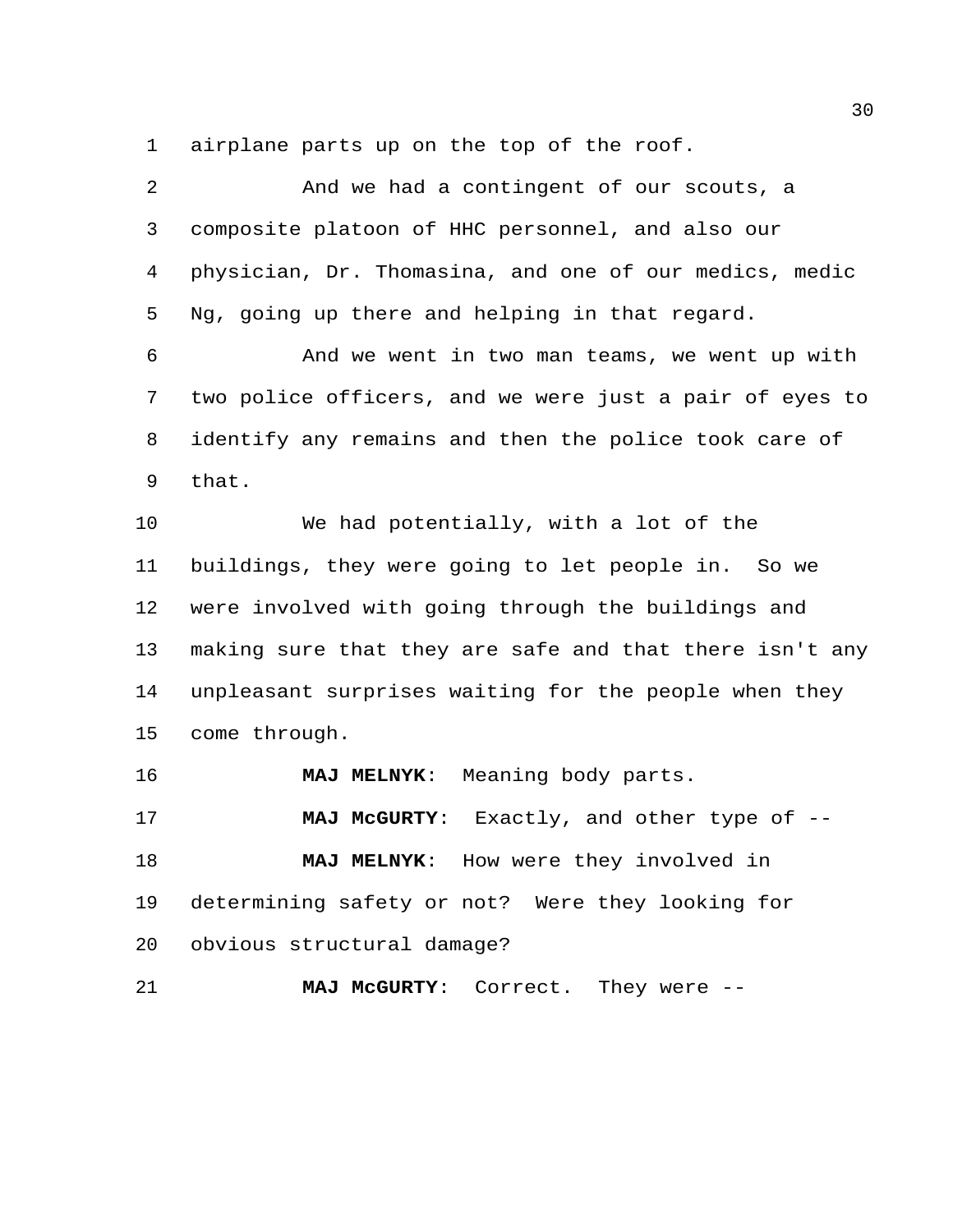airplane parts up on the top of the roof.

And we had a contingent of our scouts, a composite platoon of HHC personnel, and also our physician, Dr. Thomasina, and one of our medics, medic Ng, going up there and helping in that regard.

And we went in two man teams, we went up with two police officers, and we were just a pair of eyes to identify any remains and then the police took care of that.

We had potentially, with a lot of the buildings, they were going to let people in. So we were involved with going through the buildings and making sure that they are safe and that there isn't any unpleasant surprises waiting for the people when they come through.

**MAJ MELNYK**: Meaning body parts.

**MAJ McGURTY**: Exactly, and other type of --

**MAJ MELNYK**: How were they involved in determining safety or not? Were they looking for obvious structural damage?

**MAJ McGURTY**: Correct. They were --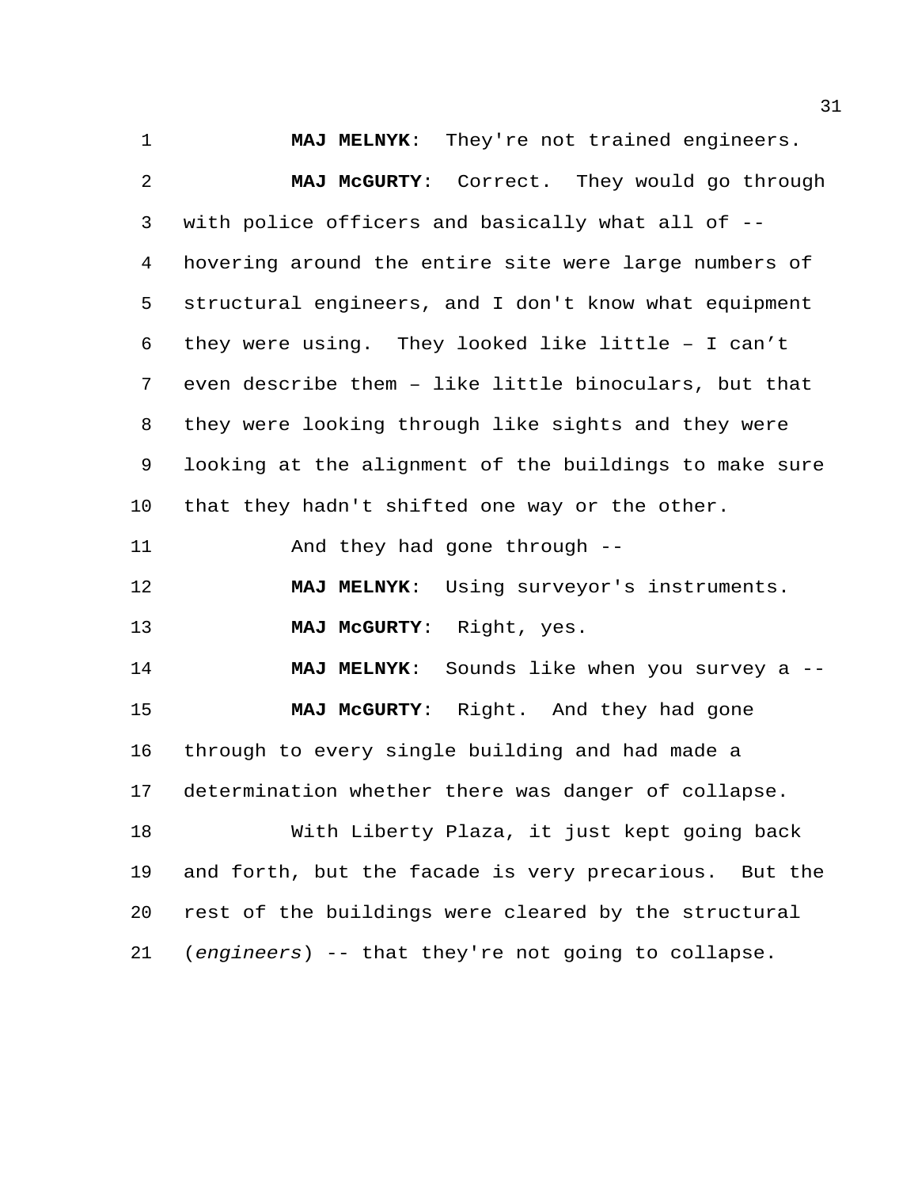**MAJ MELNYK**: They're not trained engineers.

**MAJ McGURTY**: Correct. They would go through with police officers and basically what all of -- hovering around the entire site were large numbers of structural engineers, and I don't know what equipment they were using. They looked like little – I can't even describe them – like little binoculars, but that they were looking through like sights and they were looking at the alignment of the buildings to make sure that they hadn't shifted one way or the other.

And they had gone through --

**MAJ MELNYK**: Using surveyor's instruments.

**MAJ McGURTY**: Right, yes.

**MAJ MELNYK**: Sounds like when you survey a --

**MAJ McGURTY**: Right. And they had gone through to every single building and had made a determination whether there was danger of collapse.

With Liberty Plaza, it just kept going back and forth, but the facade is very precarious. But the rest of the buildings were cleared by the structural (*engineers*) -- that they're not going to collapse.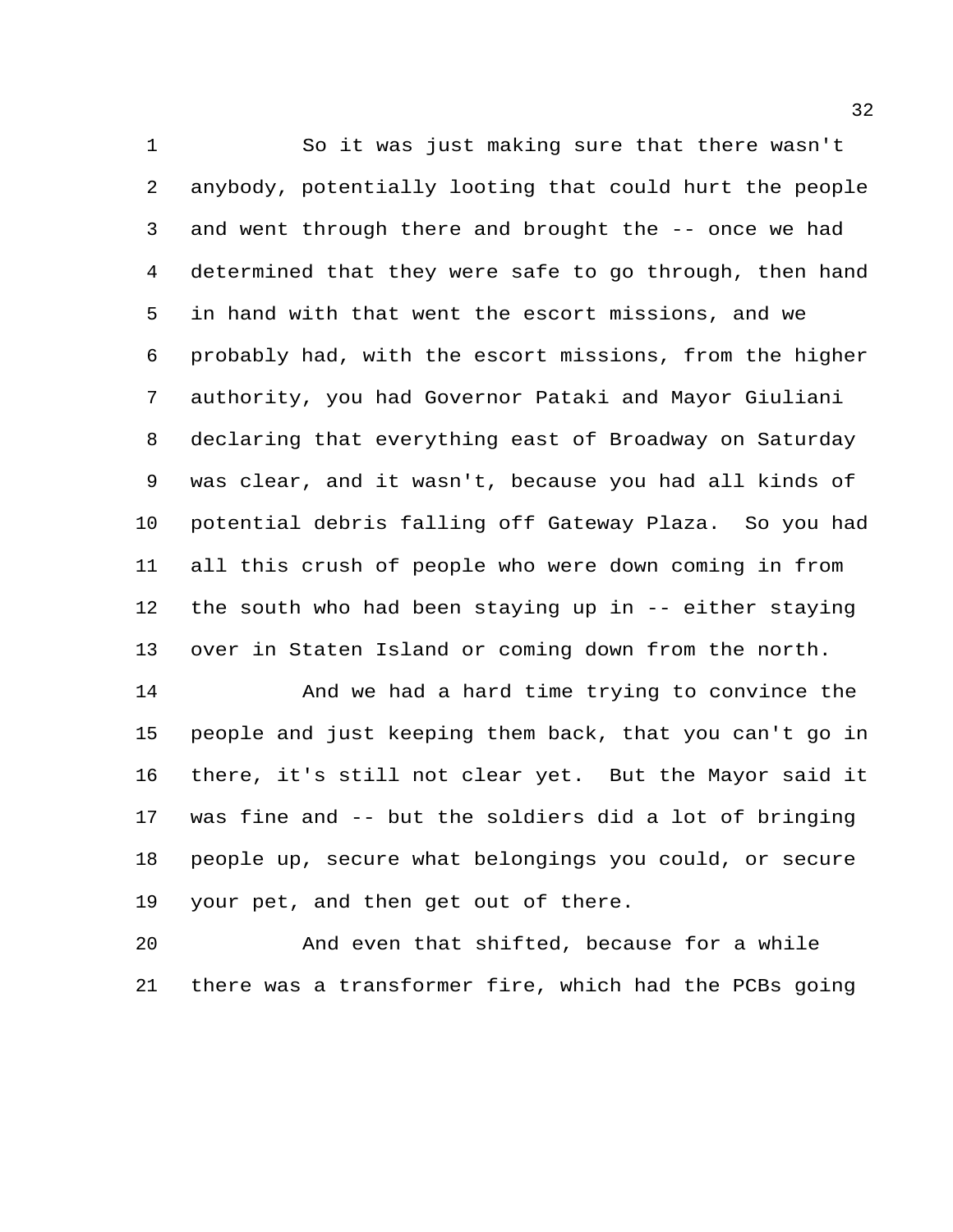So it was just making sure that there wasn't anybody, potentially looting that could hurt the people and went through there and brought the -- once we had determined that they were safe to go through, then hand in hand with that went the escort missions, and we probably had, with the escort missions, from the higher authority, you had Governor Pataki and Mayor Giuliani declaring that everything east of Broadway on Saturday was clear, and it wasn't, because you had all kinds of potential debris falling off Gateway Plaza. So you had all this crush of people who were down coming in from the south who had been staying up in -- either staying over in Staten Island or coming down from the north.

And we had a hard time trying to convince the people and just keeping them back, that you can't go in there, it's still not clear yet. But the Mayor said it was fine and -- but the soldiers did a lot of bringing people up, secure what belongings you could, or secure your pet, and then get out of there.

And even that shifted, because for a while there was a transformer fire, which had the PCBs going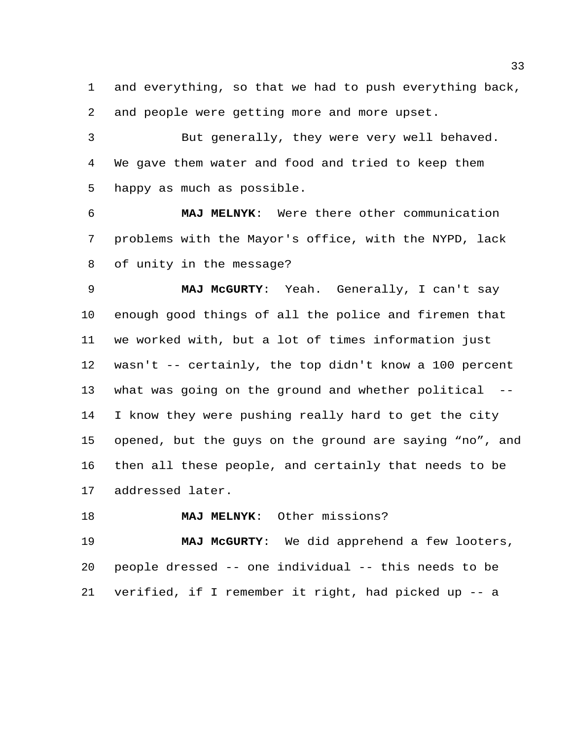and everything, so that we had to push everything back, and people were getting more and more upset.

But generally, they were very well behaved. We gave them water and food and tried to keep them happy as much as possible.

**MAJ MELNYK**: Were there other communication problems with the Mayor's office, with the NYPD, lack of unity in the message?

**MAJ McGURTY**: Yeah. Generally, I can't say enough good things of all the police and firemen that we worked with, but a lot of times information just wasn't -- certainly, the top didn't know a 100 percent what was going on the ground and whether political -- I know they were pushing really hard to get the city opened, but the guys on the ground are saying “no”, and then all these people, and certainly that needs to be addressed later.

**MAJ MELNYK**: Other missions?

**MAJ McGURTY**: We did apprehend a few looters, people dressed -- one individual -- this needs to be verified, if I remember it right, had picked up -- a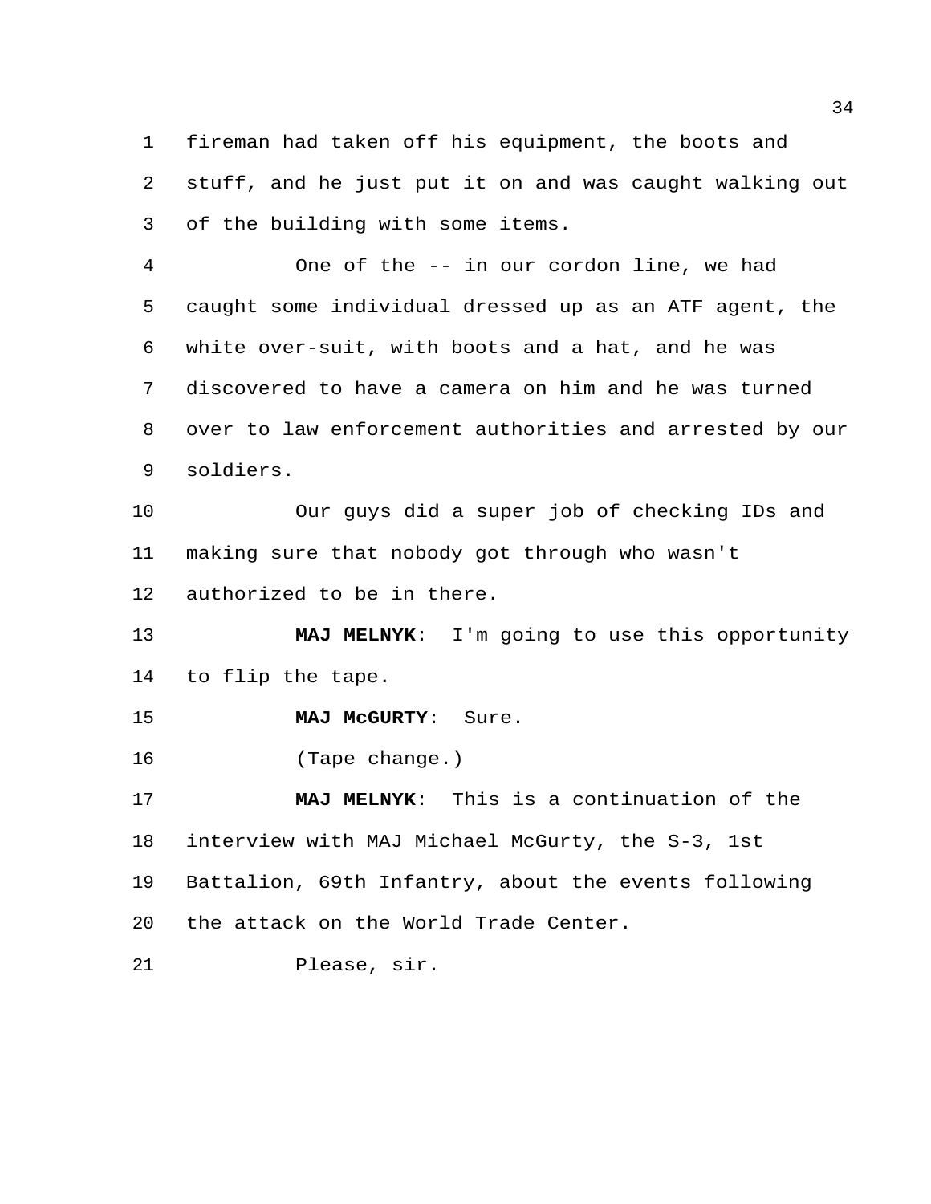fireman had taken off his equipment, the boots and stuff, and he just put it on and was caught walking out of the building with some items.

One of the -- in our cordon line, we had caught some individual dressed up as an ATF agent, the white over-suit, with boots and a hat, and he was discovered to have a camera on him and he was turned over to law enforcement authorities and arrested by our soldiers.

Our guys did a super job of checking IDs and making sure that nobody got through who wasn't authorized to be in there.

**MAJ MELNYK**: I'm going to use this opportunity to flip the tape.

**MAJ McGURTY**: Sure.

(Tape change.)

**MAJ MELNYK**: This is a continuation of the interview with MAJ Michael McGurty, the S-3, 1st Battalion, 69th Infantry, about the events following the attack on the World Trade Center.

Please, sir.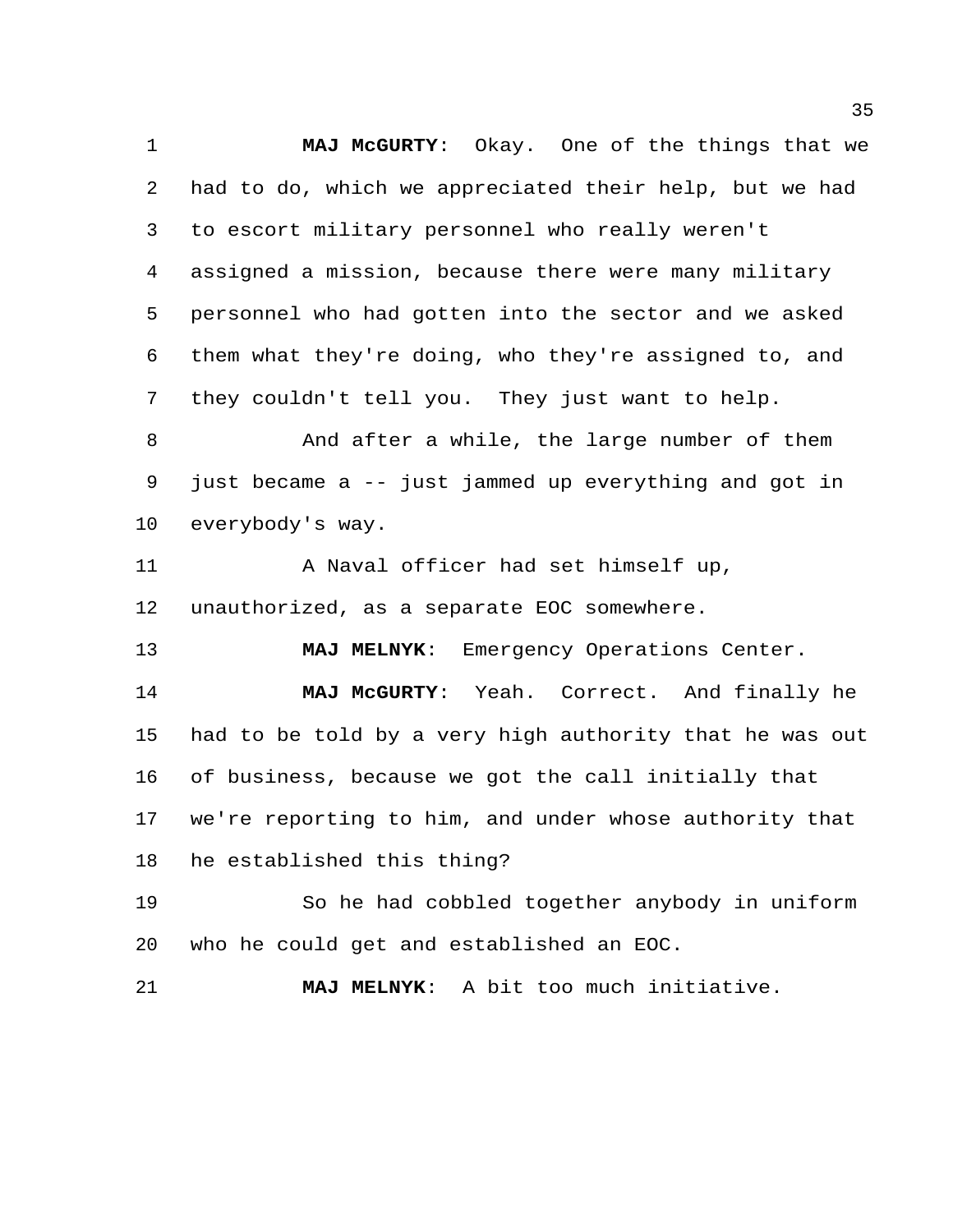**MAJ McGURTY**: Okay. One of the things that we had to do, which we appreciated their help, but we had to escort military personnel who really weren't assigned a mission, because there were many military personnel who had gotten into the sector and we asked them what they're doing, who they're assigned to, and they couldn't tell you. They just want to help.

And after a while, the large number of them just became a -- just jammed up everything and got in everybody's way.

A Naval officer had set himself up, unauthorized, as a separate EOC somewhere.

**MAJ MELNYK**: Emergency Operations Center.

**MAJ McGURTY**: Yeah. Correct. And finally he had to be told by a very high authority that he was out of business, because we got the call initially that we're reporting to him, and under whose authority that he established this thing?

So he had cobbled together anybody in uniform who he could get and established an EOC.

**MAJ MELNYK**: A bit too much initiative.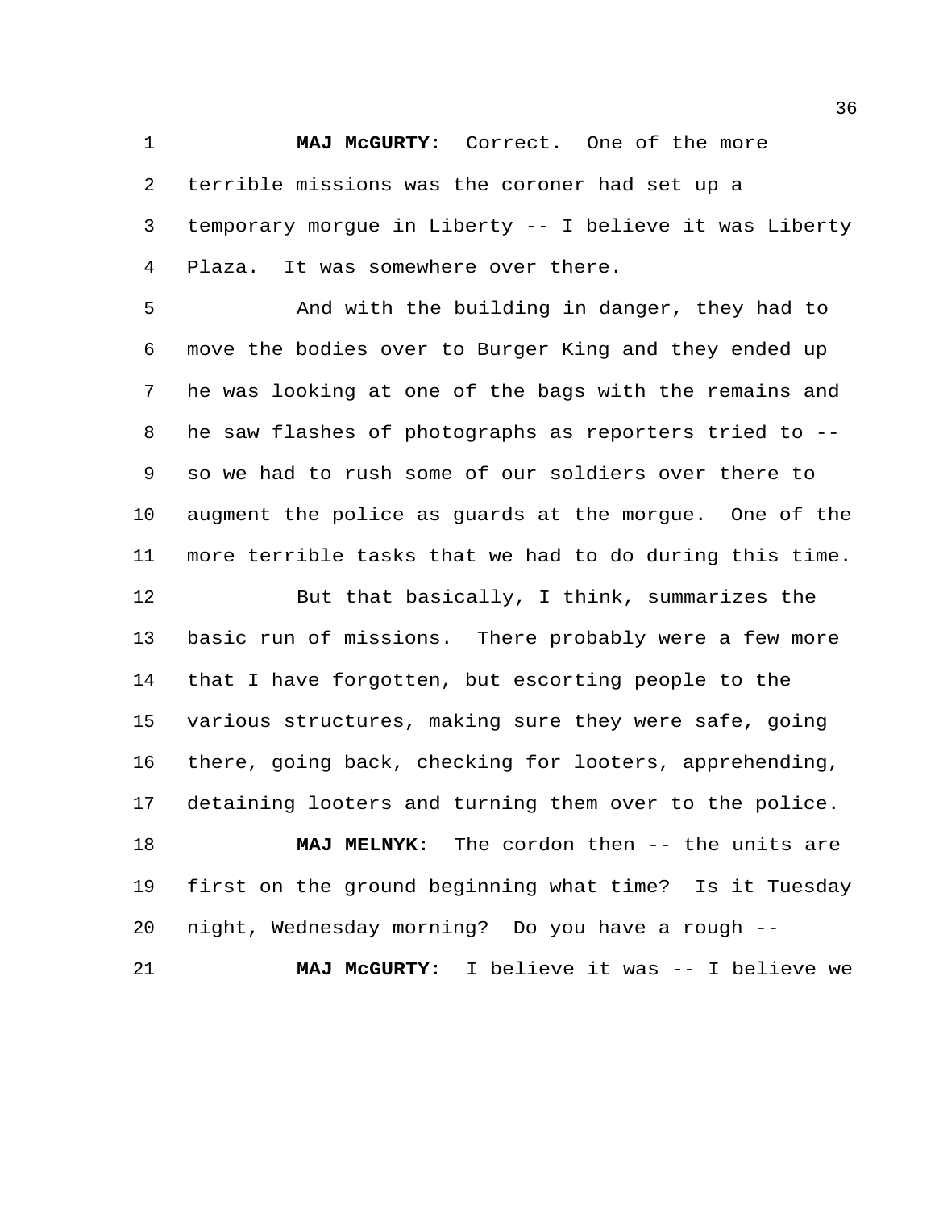**MAJ McGURTY**: Correct. One of the more terrible missions was the coroner had set up a temporary morgue in Liberty -- I believe it was Liberty Plaza. It was somewhere over there.

And with the building in danger, they had to move the bodies over to Burger King and they ended up he was looking at one of the bags with the remains and he saw flashes of photographs as reporters tried to -- so we had to rush some of our soldiers over there to augment the police as guards at the morgue. One of the more terrible tasks that we had to do during this time.

But that basically, I think, summarizes the basic run of missions. There probably were a few more that I have forgotten, but escorting people to the various structures, making sure they were safe, going there, going back, checking for looters, apprehending, detaining looters and turning them over to the police.

**MAJ MELNYK**: The cordon then -- the units are first on the ground beginning what time? Is it Tuesday night, Wednesday morning? Do you have a rough --

**MAJ McGURTY**: I believe it was -- I believe we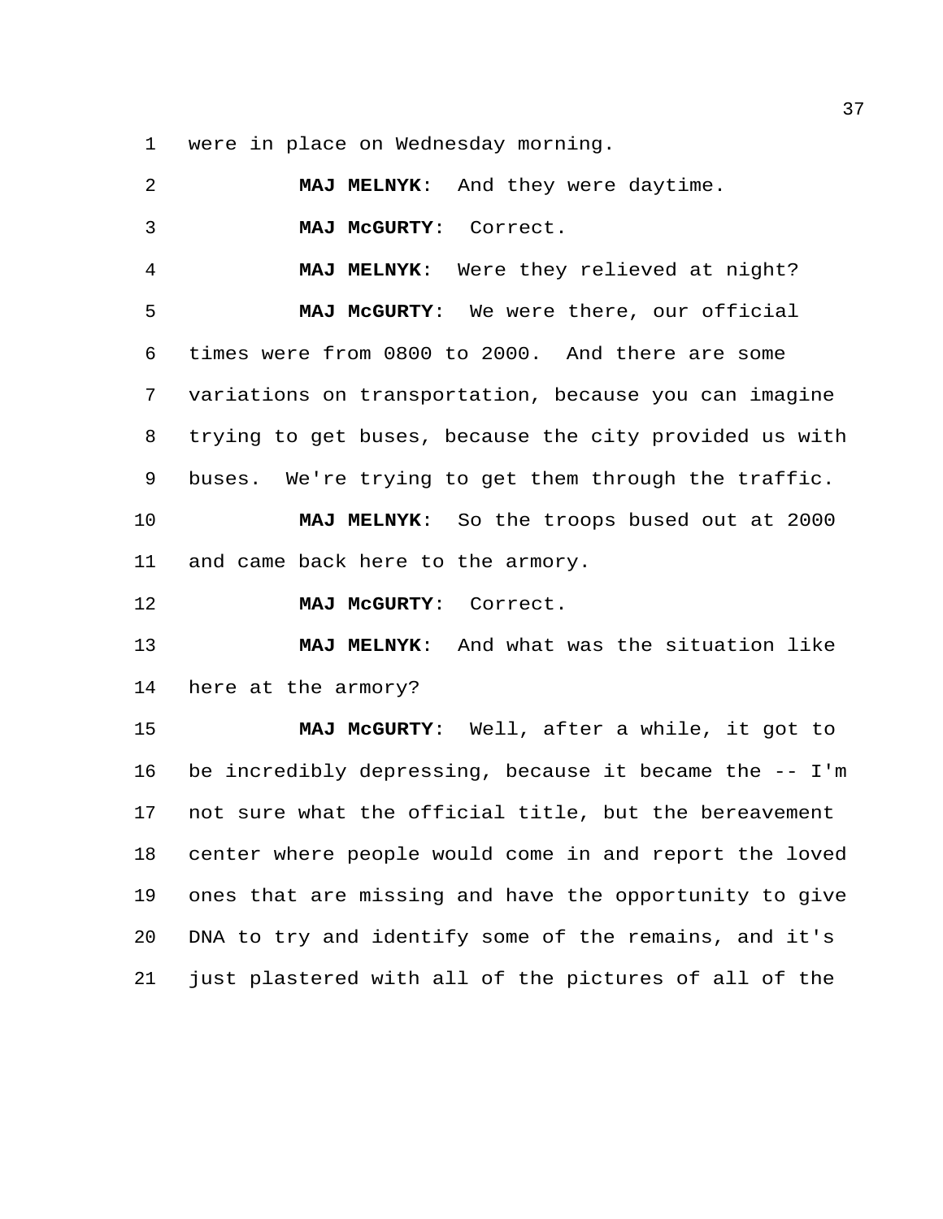were in place on Wednesday morning.

**MAJ MELNYK**: And they were daytime.

**MAJ McGURTY**: Correct.

**MAJ MELNYK**: Were they relieved at night?

**MAJ McGURTY**: We were there, our official times were from 0800 to 2000. And there are some variations on transportation, because you can imagine trying to get buses, because the city provided us with buses. We're trying to get them through the traffic.

**MAJ MELNYK**: So the troops bused out at 2000 and came back here to the armory.

**MAJ McGURTY**: Correct.

**MAJ MELNYK**: And what was the situation like here at the armory?

**MAJ McGURTY**: Well, after a while, it got to be incredibly depressing, because it became the -- I'm not sure what the official title, but the bereavement center where people would come in and report the loved ones that are missing and have the opportunity to give DNA to try and identify some of the remains, and it's just plastered with all of the pictures of all of the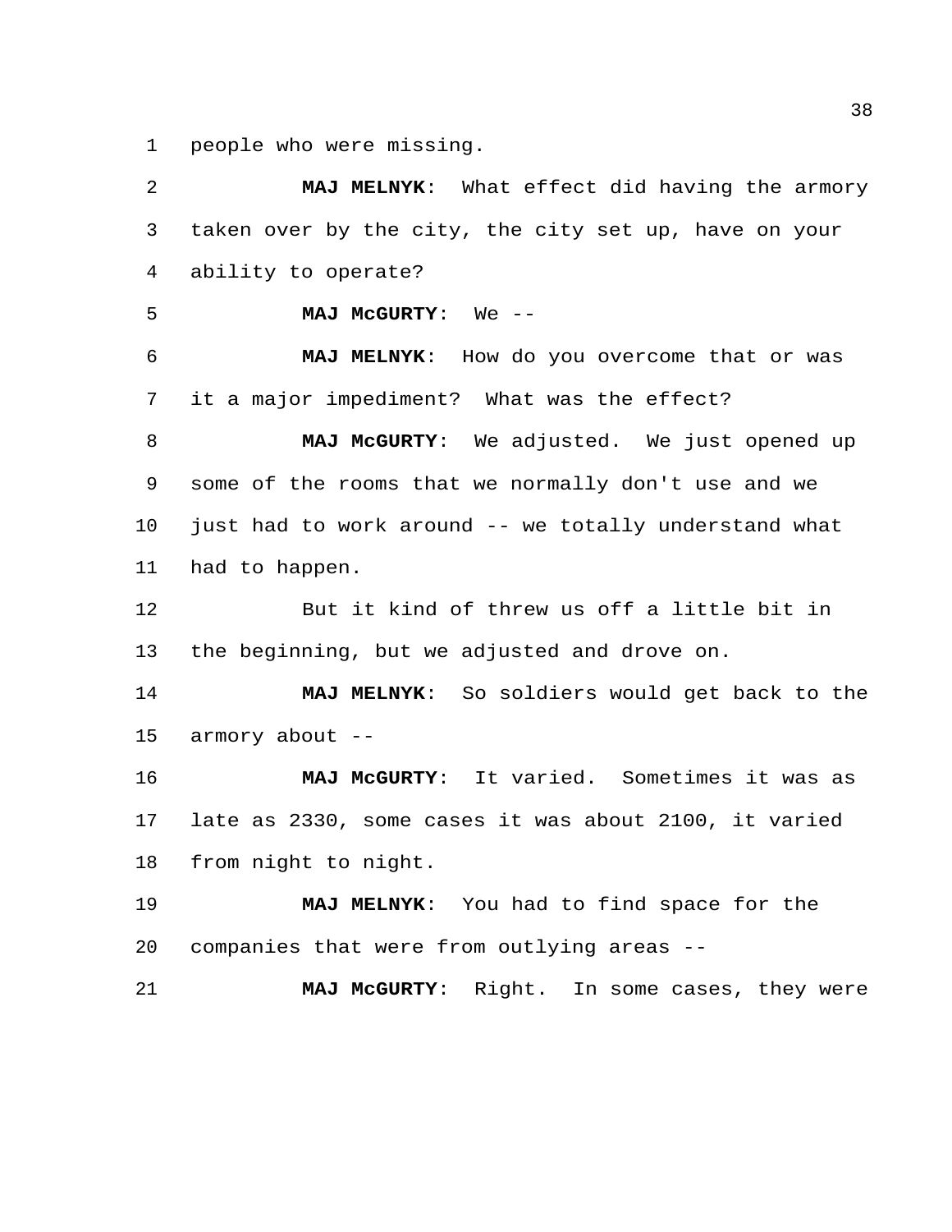people who were missing.

**MAJ MELNYK**: What effect did having the armory taken over by the city, the city set up, have on your ability to operate?

**MAJ McGURTY**: We --

**MAJ MELNYK**: How do you overcome that or was it a major impediment? What was the effect?

**MAJ McGURTY**: We adjusted. We just opened up some of the rooms that we normally don't use and we just had to work around -- we totally understand what had to happen.

But it kind of threw us off a little bit in the beginning, but we adjusted and drove on.

**MAJ MELNYK**: So soldiers would get back to the armory about --

**MAJ McGURTY**: It varied. Sometimes it was as late as 2330, some cases it was about 2100, it varied from night to night.

**MAJ MELNYK**: You had to find space for the companies that were from outlying areas --

**MAJ McGURTY**: Right. In some cases, they were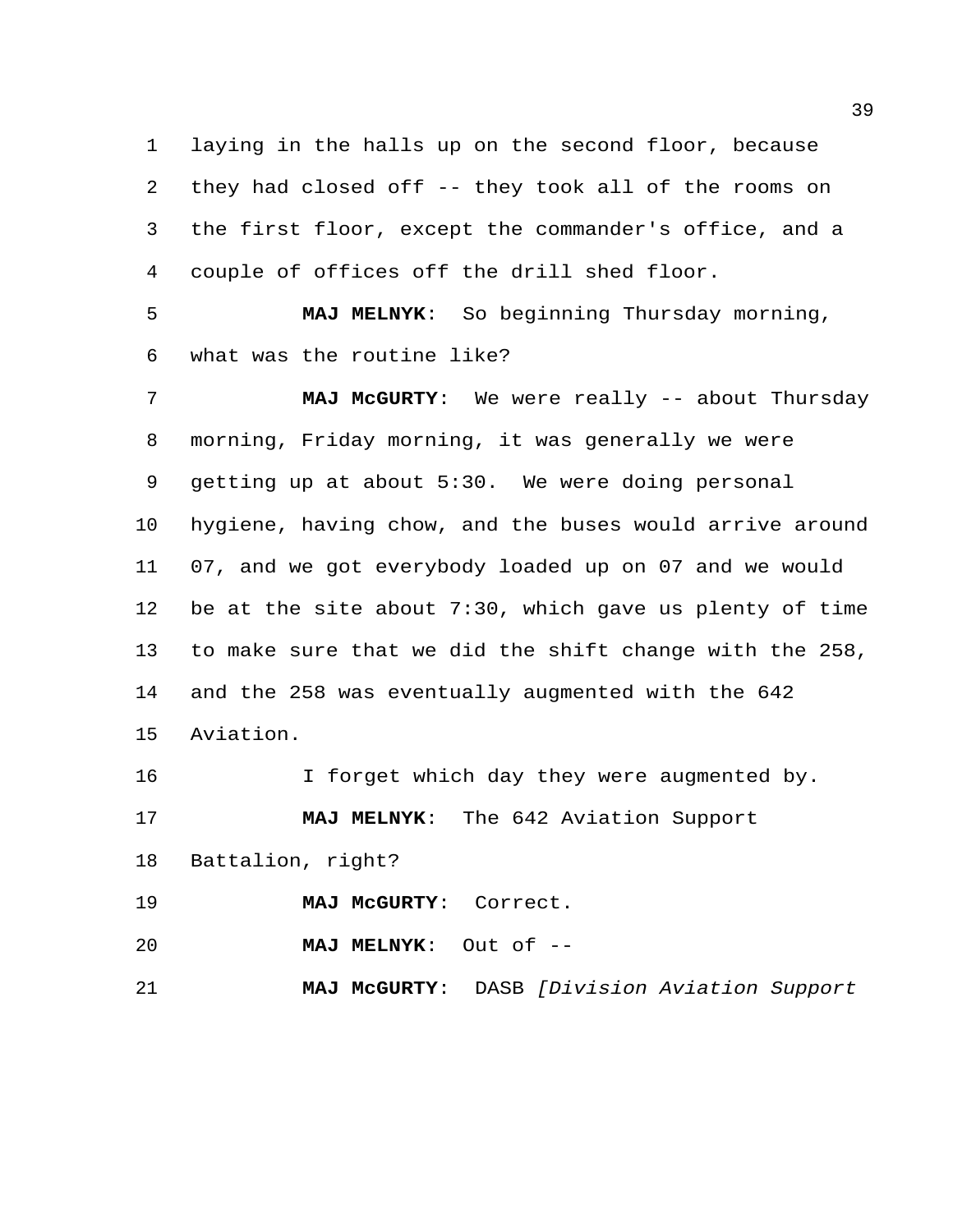laying in the halls up on the second floor, because they had closed off -- they took all of the rooms on the first floor, except the commander's office, and a couple of offices off the drill shed floor.

**MAJ MELNYK**: So beginning Thursday morning, what was the routine like?

**MAJ McGURTY**: We were really -- about Thursday morning, Friday morning, it was generally we were getting up at about 5:30. We were doing personal hygiene, having chow, and the buses would arrive around 07, and we got everybody loaded up on 07 and we would be at the site about 7:30, which gave us plenty of time to make sure that we did the shift change with the 258, and the 258 was eventually augmented with the 642 Aviation.

I forget which day they were augmented by.

**MAJ MELNYK**: The 642 Aviation Support Battalion, right?

**MAJ McGURTY**: Correct.

**MAJ MELNYK**: Out of --

**MAJ McGURTY**: DASB *[Division Aviation Support*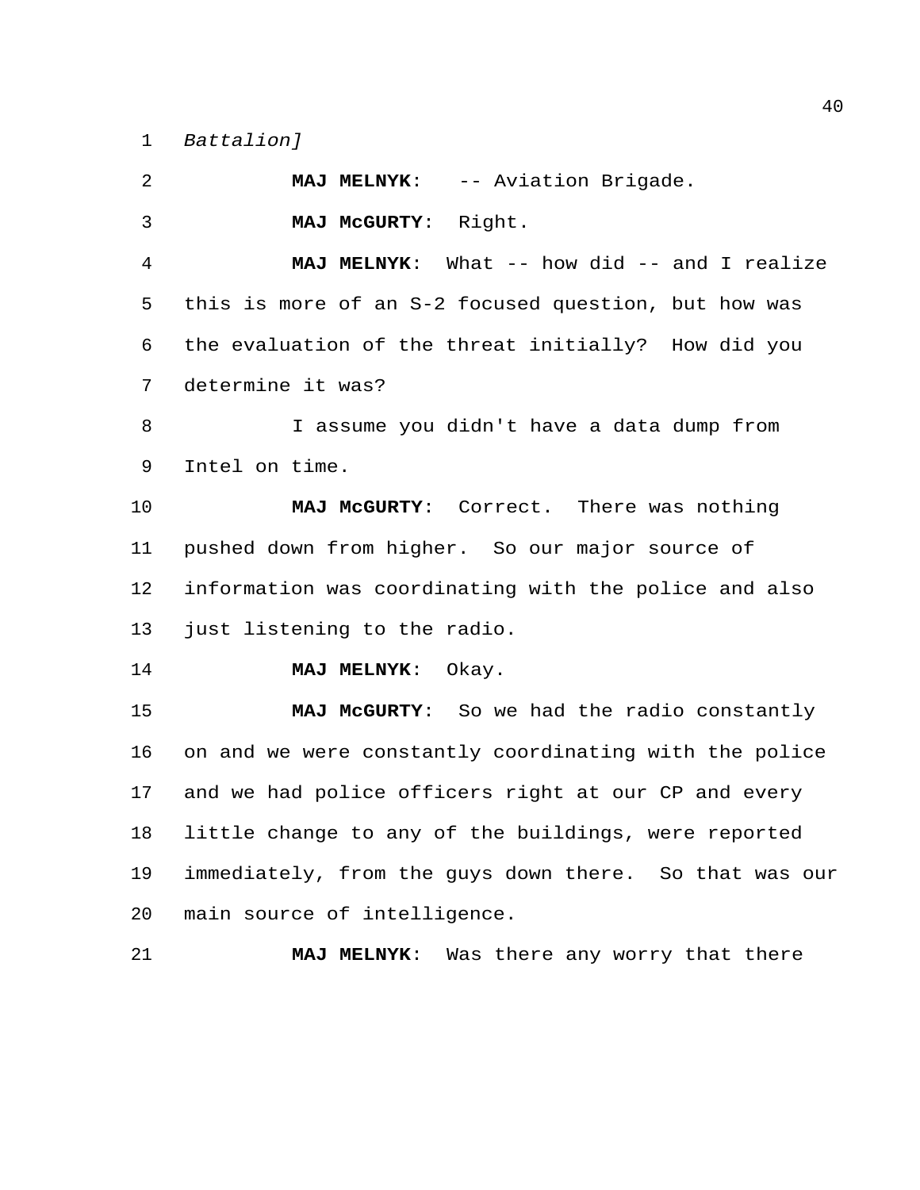*Battalion]*

**MAJ MELNYK**: -- Aviation Brigade.

**MAJ McGURTY**: Right.

**MAJ MELNYK**: What -- how did -- and I realize this is more of an S-2 focused question, but how was the evaluation of the threat initially? How did you determine it was?

I assume you didn't have a data dump from Intel on time.

**MAJ McGURTY**: Correct. There was nothing pushed down from higher. So our major source of information was coordinating with the police and also just listening to the radio.

**MAJ MELNYK**: Okay.

**MAJ McGURTY**: So we had the radio constantly on and we were constantly coordinating with the police and we had police officers right at our CP and every little change to any of the buildings, were reported immediately, from the guys down there. So that was our main source of intelligence.

**MAJ MELNYK**: Was there any worry that there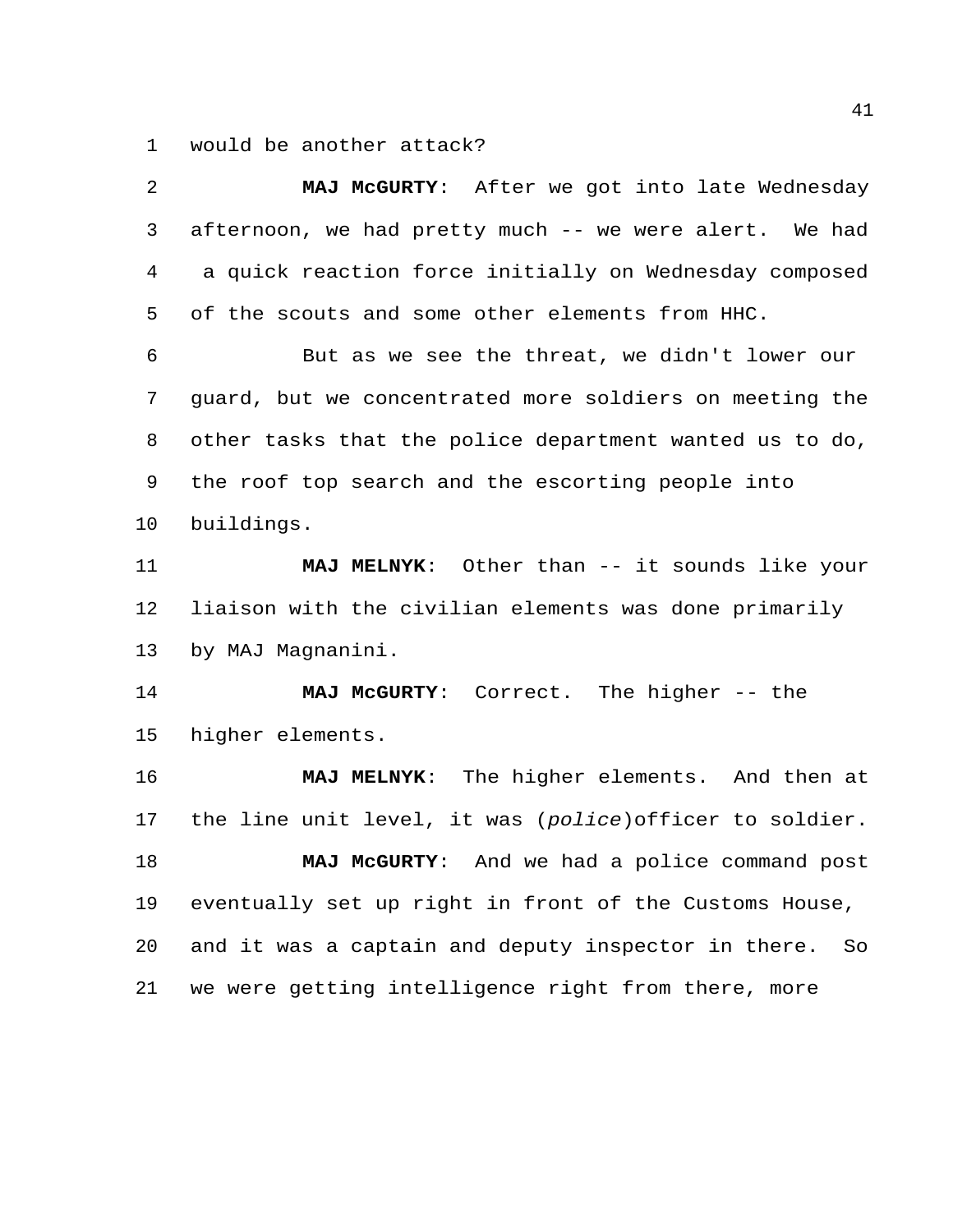would be another attack?

**MAJ McGURTY**: After we got into late Wednesday afternoon, we had pretty much -- we were alert. We had a quick reaction force initially on Wednesday composed of the scouts and some other elements from HHC.

But as we see the threat, we didn't lower our guard, but we concentrated more soldiers on meeting the other tasks that the police department wanted us to do, the roof top search and the escorting people into buildings.

**MAJ MELNYK**: Other than -- it sounds like your liaison with the civilian elements was done primarily by MAJ Magnanini.

**MAJ McGURTY**: Correct. The higher -- the higher elements.

**MAJ MELNYK**: The higher elements. And then at the line unit level, it was (*police*)officer to soldier.

**MAJ McGURTY**: And we had a police command post eventually set up right in front of the Customs House, and it was a captain and deputy inspector in there. So we were getting intelligence right from there, more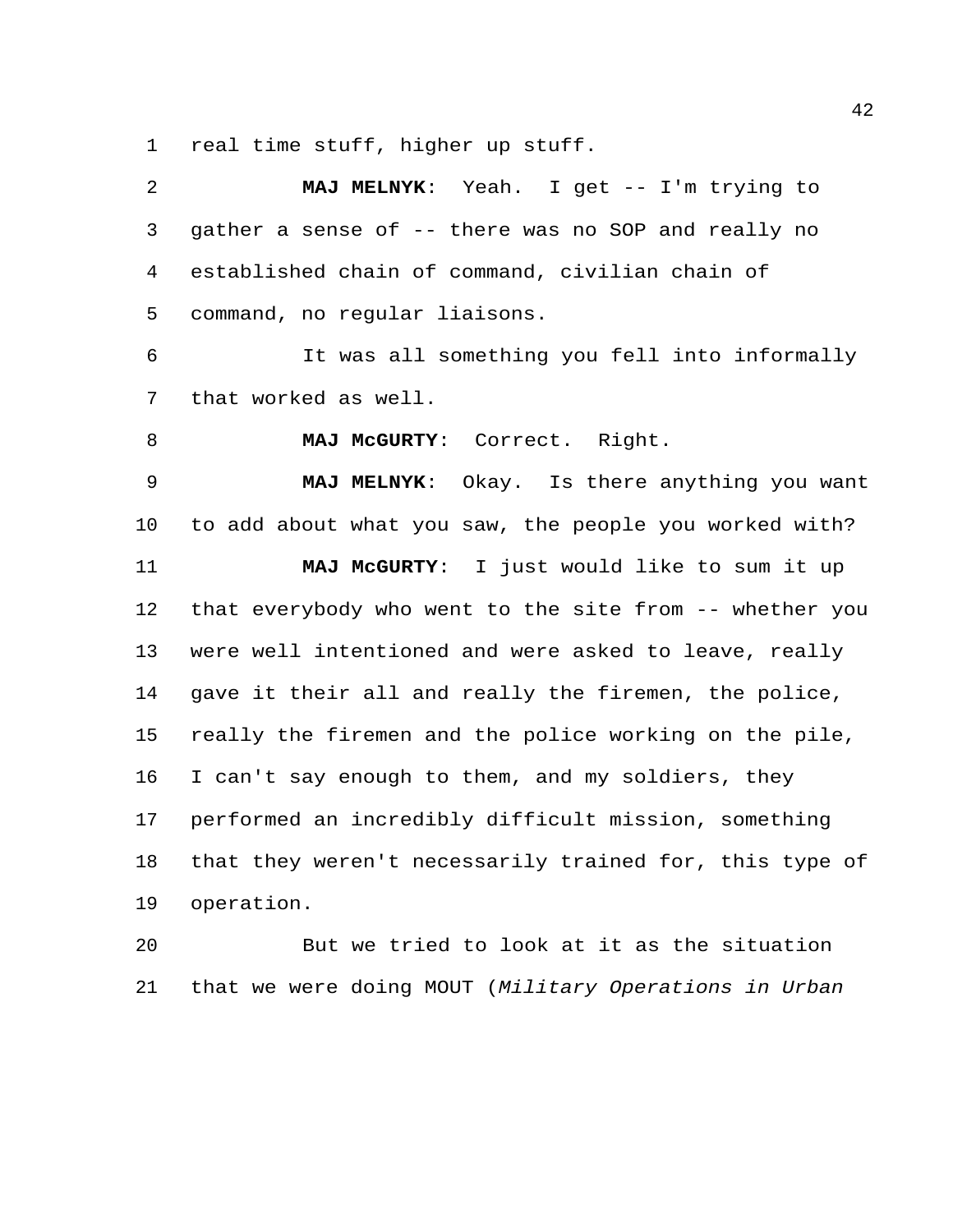real time stuff, higher up stuff.

**MAJ MELNYK**: Yeah. I get -- I'm trying to gather a sense of -- there was no SOP and really no established chain of command, civilian chain of command, no regular liaisons.

It was all something you fell into informally that worked as well.

**MAJ McGURTY**: Correct. Right.

**MAJ MELNYK**: Okay. Is there anything you want to add about what you saw, the people you worked with?

**MAJ McGURTY**: I just would like to sum it up that everybody who went to the site from -- whether you were well intentioned and were asked to leave, really gave it their all and really the firemen, the police, really the firemen and the police working on the pile, I can't say enough to them, and my soldiers, they performed an incredibly difficult mission, something that they weren't necessarily trained for, this type of operation.

But we tried to look at it as the situation that we were doing MOUT (*Military Operations in Urban*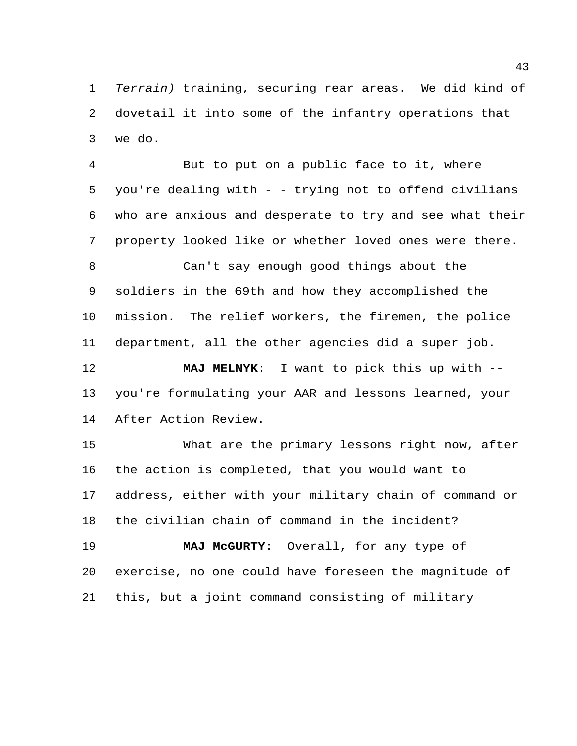*Terrain)* training, securing rear areas. We did kind of dovetail it into some of the infantry operations that we do.

But to put on a public face to it, where you're dealing with - - trying not to offend civilians who are anxious and desperate to try and see what their property looked like or whether loved ones were there.

Can't say enough good things about the soldiers in the 69th and how they accomplished the mission. The relief workers, the firemen, the police department, all the other agencies did a super job.

**MAJ MELNYK**: I want to pick this up with -- you're formulating your AAR and lessons learned, your After Action Review.

What are the primary lessons right now, after the action is completed, that you would want to address, either with your military chain of command or the civilian chain of command in the incident?

**MAJ McGURTY**: Overall, for any type of exercise, no one could have foreseen the magnitude of this, but a joint command consisting of military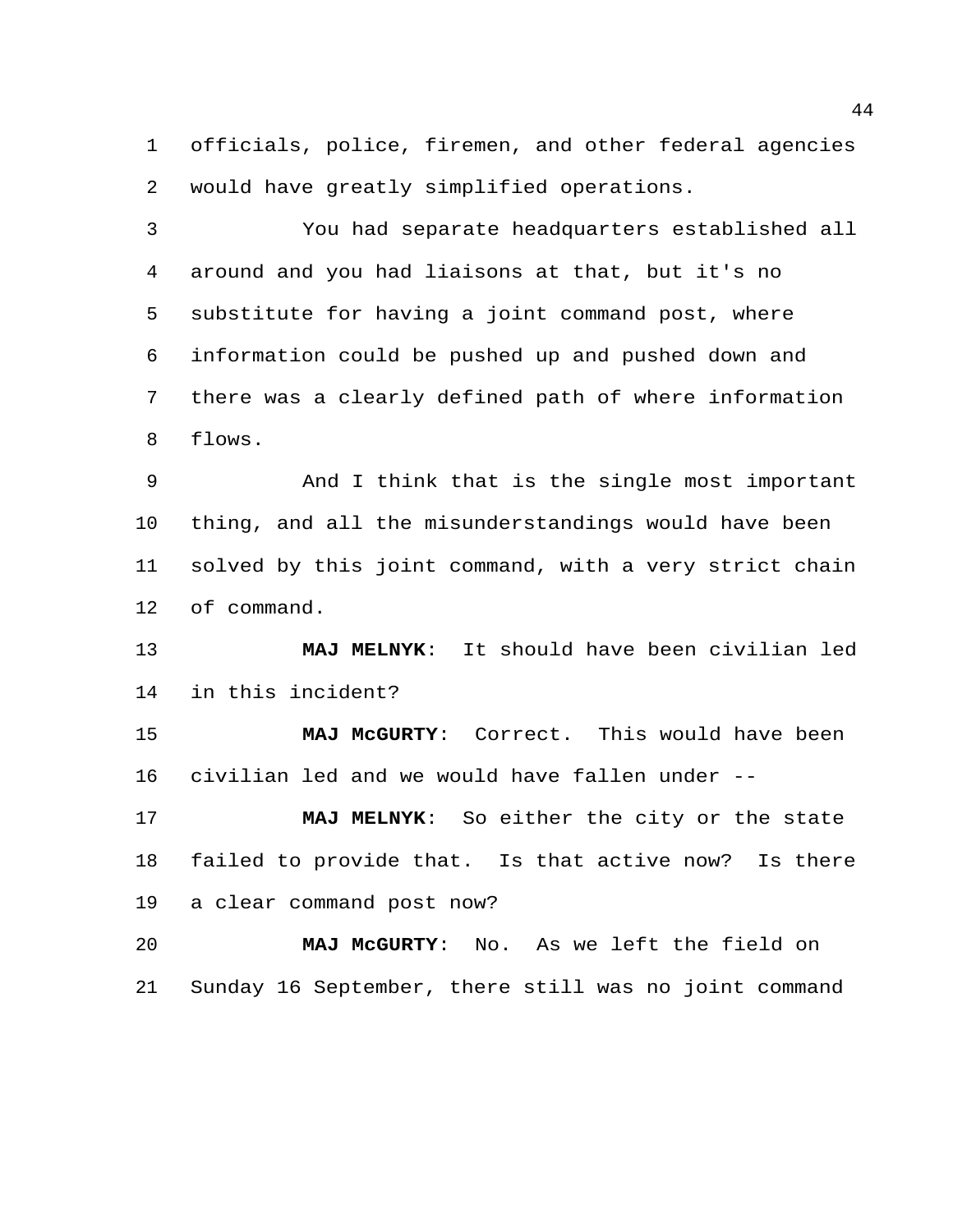officials, police, firemen, and other federal agencies would have greatly simplified operations.

You had separate headquarters established all around and you had liaisons at that, but it's no substitute for having a joint command post, where information could be pushed up and pushed down and there was a clearly defined path of where information flows.

And I think that is the single most important thing, and all the misunderstandings would have been solved by this joint command, with a very strict chain of command.

**MAJ MELNYK**: It should have been civilian led in this incident?

**MAJ McGURTY**: Correct. This would have been civilian led and we would have fallen under --

**MAJ MELNYK**: So either the city or the state failed to provide that. Is that active now? Is there a clear command post now?

**MAJ McGURTY**: No. As we left the field on Sunday 16 September, there still was no joint command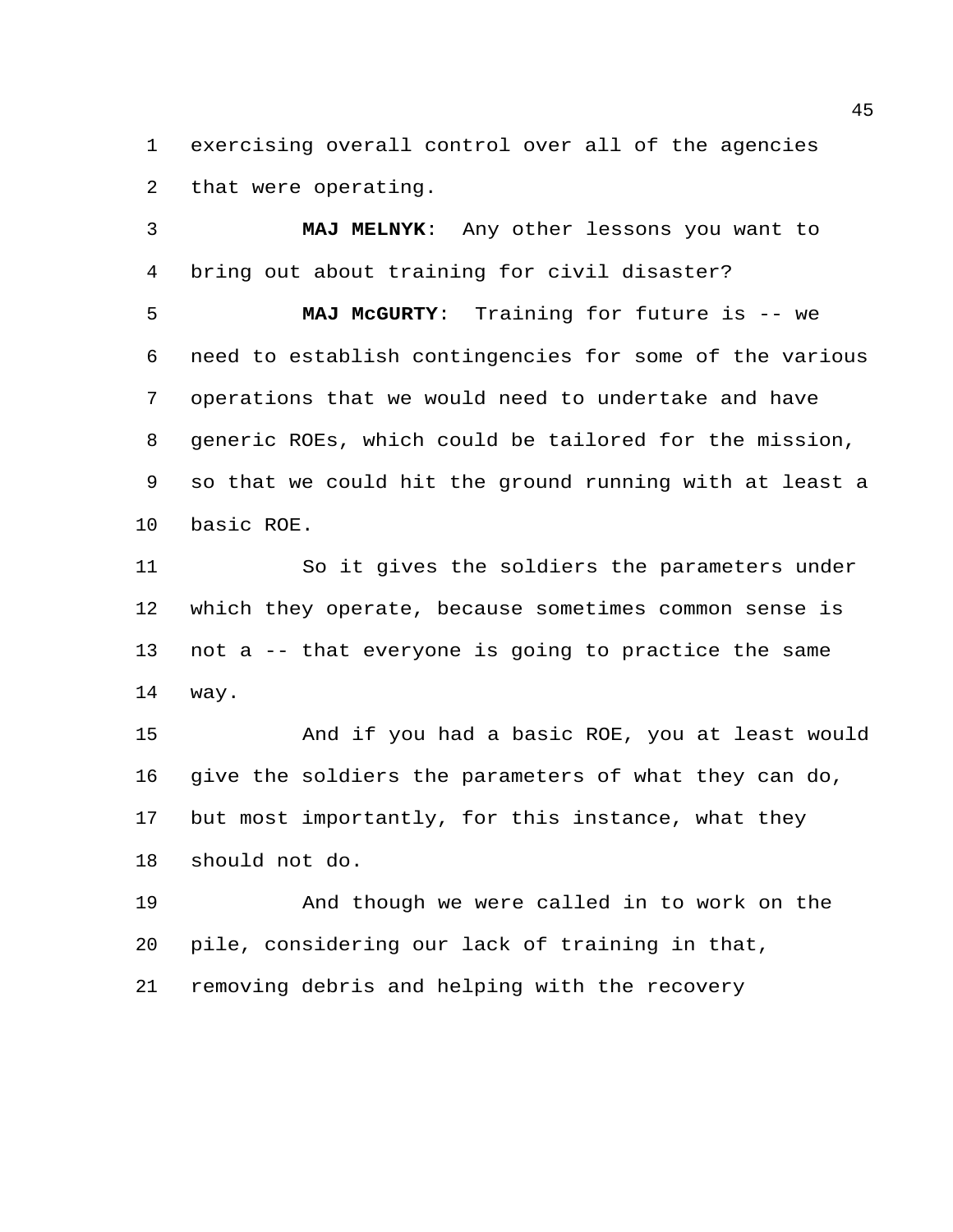exercising overall control over all of the agencies that were operating.

**MAJ MELNYK**: Any other lessons you want to bring out about training for civil disaster?

**MAJ McGURTY**: Training for future is -- we need to establish contingencies for some of the various operations that we would need to undertake and have generic ROEs, which could be tailored for the mission, so that we could hit the ground running with at least a basic ROE.

So it gives the soldiers the parameters under which they operate, because sometimes common sense is not a -- that everyone is going to practice the same way.

And if you had a basic ROE, you at least would give the soldiers the parameters of what they can do, but most importantly, for this instance, what they should not do.

And though we were called in to work on the pile, considering our lack of training in that, removing debris and helping with the recovery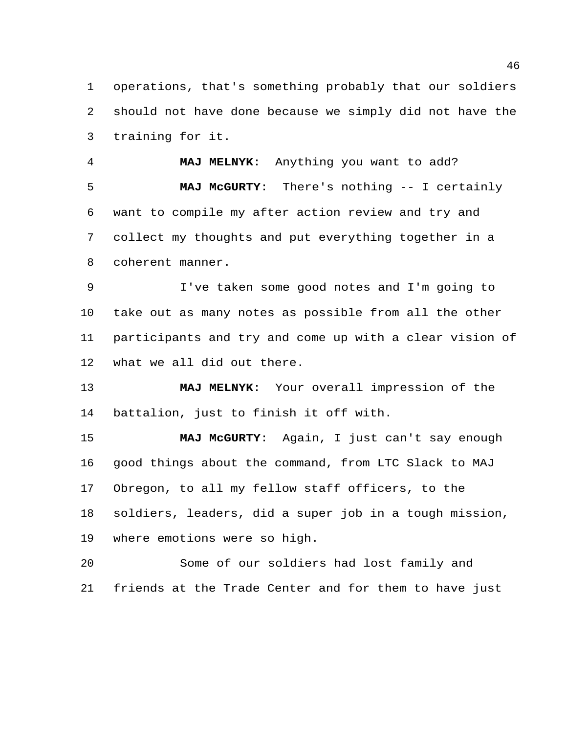operations, that's something probably that our soldiers should not have done because we simply did not have the training for it.

**MAJ MELNYK**: Anything you want to add?

**MAJ McGURTY**: There's nothing -- I certainly want to compile my after action review and try and collect my thoughts and put everything together in a coherent manner.

I've taken some good notes and I'm going to take out as many notes as possible from all the other participants and try and come up with a clear vision of what we all did out there.

**MAJ MELNYK**: Your overall impression of the battalion, just to finish it off with.

**MAJ McGURTY**: Again, I just can't say enough good things about the command, from LTC Slack to MAJ Obregon, to all my fellow staff officers, to the soldiers, leaders, did a super job in a tough mission, where emotions were so high.

Some of our soldiers had lost family and friends at the Trade Center and for them to have just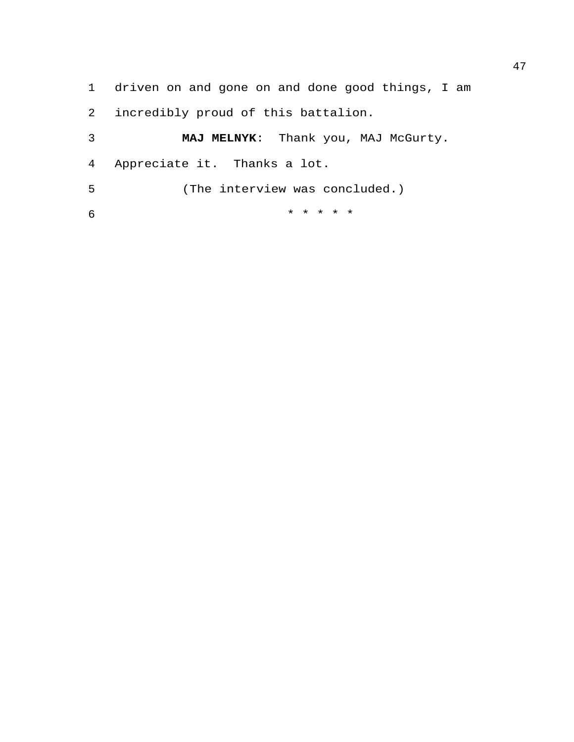driven on and gone on and done good things, I am incredibly proud of this battalion.

**MAJ MELNYK**: Thank you, MAJ McGurty. Appreciate it. Thanks a lot.

(The interview was concluded.)

* * * * *